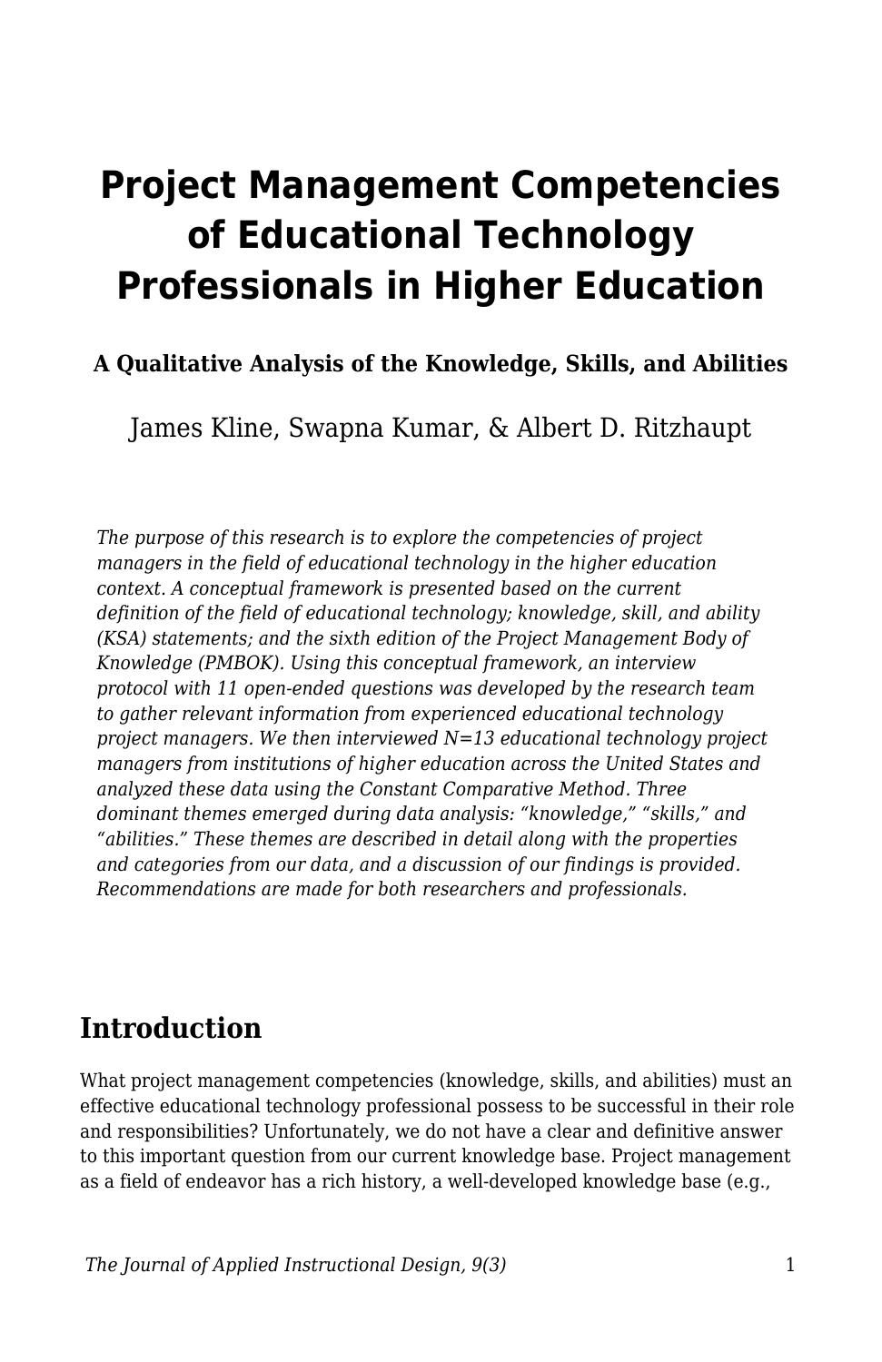# Project Management Competencies of Educational Technology Professionals in Higher Education

**A Qualitative Analysis of the Knowledge, Skills, and Abilities**

James Kline, Swapna Kumar, & Albert D. Ritzhaupt

*The purpose of this research is to explore the competencies of project managers in the field of educational technology in the higher education context. A conceptual framework is presented based on the current definition of the field of educational technology; knowledge, skill, and ability (KSA) statements; and the sixth edition of the Project Management Body of Knowledge (PMBOK). Using this conceptual framework, an interview protocol with 11 open-ended questions was developed by the research team to gather relevant information from experienced educational technology project managers. We then interviewed N=13 educational technology project managers from institutions of higher education across the United States and analyzed these data using the Constant Comparative Method. Three dominant themes emerged during data analysis: "knowledge," "skills," and "abilities." These themes are described in detail along with the properties and categories from our data, and a discussion of our findings is provided. Recommendations are made for both researchers and professionals.*

## Introduction

What project management competencies (knowledge, skills, and abilities) must an effective educational technology professional possess to be successful in their role and responsibilities? Unfortunately, we do not have a clear and definitive answer to this important question from our current knowledge base. Project management as a field of endeavor has a rich history, a well-developed knowledge base (e.g.,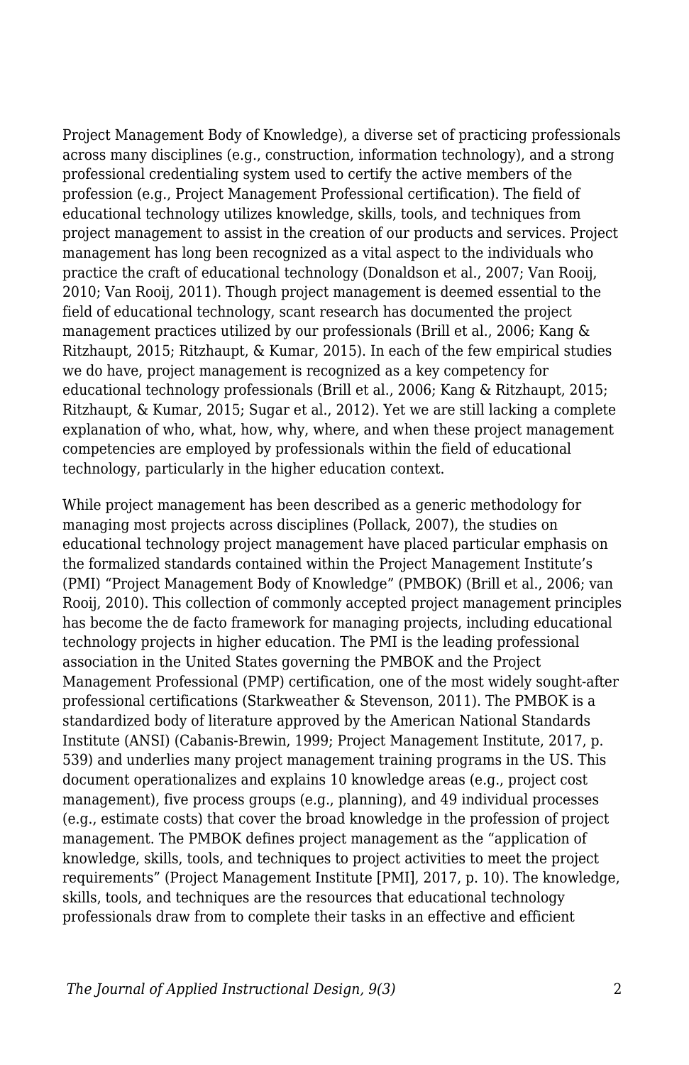Project Management Body of Knowledge), a diverse set of practicing professionals across many disciplines (e.g., construction, information technology), and a strong professional credentialing system used to certify the active members of the profession (e.g., Project Management Professional certification). The field of educational technology utilizes knowledge, skills, tools, and techniques from project management to assist in the creation of our products and services. Project management has long been recognized as a vital aspect to the individuals who practice the craft of educational technology (Donaldson et al., 2007; Van Rooij, 2010; Van Rooij, 2011). Though project management is deemed essential to the field of educational technology, scant research has documented the project management practices utilized by our professionals (Brill et al., 2006; Kang & Ritzhaupt, 2015; Ritzhaupt, & Kumar, 2015). In each of the few empirical studies we do have, project management is recognized as a key competency for educational technology professionals (Brill et al., 2006; Kang & Ritzhaupt, 2015; Ritzhaupt, & Kumar, 2015; Sugar et al., 2012). Yet we are still lacking a complete explanation of who, what, how, why, where, and when these project management competencies are employed by professionals within the field of educational technology, particularly in the higher education context.

While project management has been described as a generic methodology for managing most projects across disciplines (Pollack, 2007), the studies on educational technology project management have placed particular emphasis on the formalized standards contained within the Project Management Institute's (PMI) "Project Management Body of Knowledge" (PMBOK) (Brill et al., 2006; van Rooij, 2010). This collection of commonly accepted project management principles has become the de facto framework for managing projects, including educational technology projects in higher education. The PMI is the leading professional association in the United States governing the PMBOK and the Project Management Professional (PMP) certification, one of the most widely sought-after professional certifications (Starkweather & Stevenson, 2011). The PMBOK is a standardized body of literature approved by the American National Standards Institute (ANSI) (Cabanis-Brewin, 1999; Project Management Institute, 2017, p. 539) and underlies many project management training programs in the US. This document operationalizes and explains 10 knowledge areas (e.g., project cost management), five process groups (e.g., planning), and 49 individual processes (e.g., estimate costs) that cover the broad knowledge in the profession of project management. The PMBOK defines project management as the "application of knowledge, skills, tools, and techniques to project activities to meet the project requirements" (Project Management Institute [PMI], 2017, p. 10). The knowledge, skills, tools, and techniques are the resources that educational technology professionals draw from to complete their tasks in an effective and efficient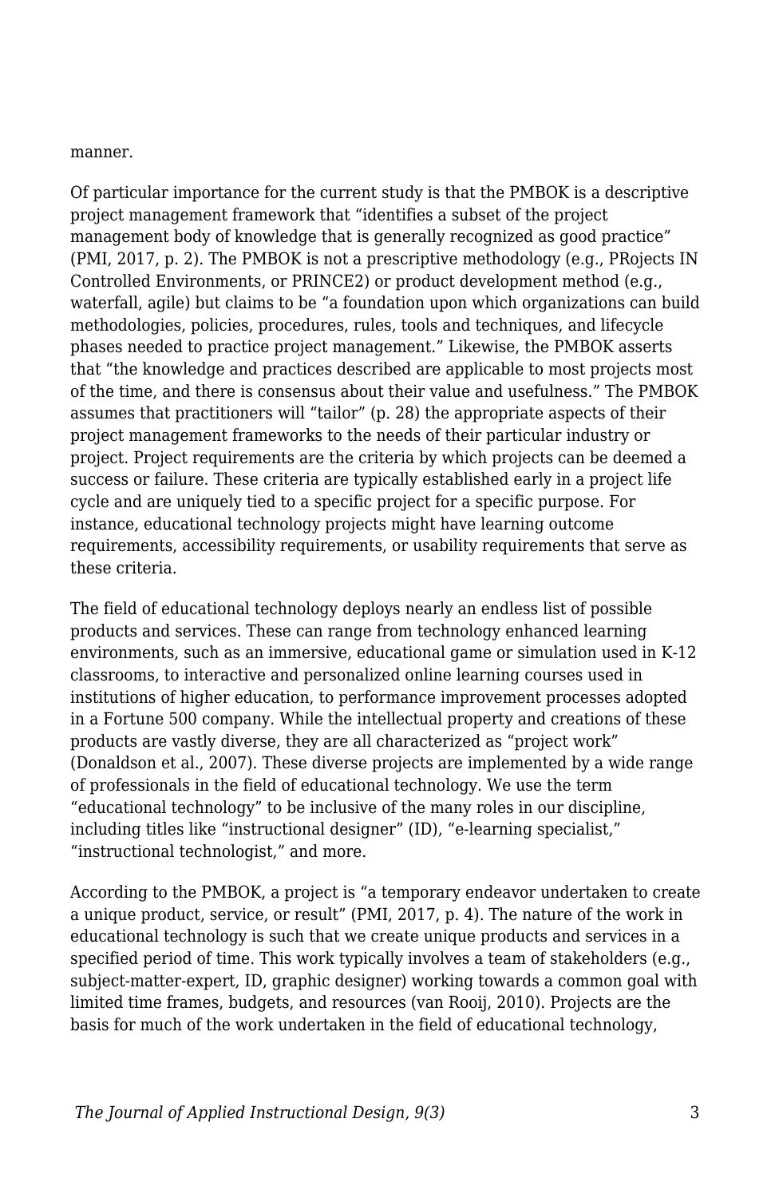manner.

Of particular importance for the current study is that the PMBOK is a descriptive project management framework that “identifies a subset of the project management body of knowledge that is generally recognized as good practice” (PMI, 2017, p. 2). The PMBOK is not a prescriptive methodology (e.g., PRojects IN Controlled Environments, or PRINCE2) or product development method (e.g., waterfall, agile) but claims to be “a foundation upon which organizations can build methodologies, policies, procedures, rules, tools and techniques, and lifecycle phases needed to practice project management.” Likewise, the PMBOK asserts that “the knowledge and practices described are applicable to most projects most of the time, and there is consensus about their value and usefulness.” The PMBOK assumes that practitioners will “tailor” (p. 28) the appropriate aspects of their project management frameworks to the needs of their particular industry or project. Project requirements are the criteria by which projects can be deemed a success or failure. These criteria are typically established early in a project life cycle and are uniquely tied to a specific project for a specific purpose. For instance, educational technology projects might have learning outcome requirements, accessibility requirements, or usability requirements that serve as these criteria.

The field of educational technology deploys nearly an endless list of possible products and services. These can range from technology enhanced learning environments, such as an immersive, educational game or simulation used in K-12 classrooms, to interactive and personalized online learning courses used in institutions of higher education, to performance improvement processes adopted in a Fortune 500 company. While the intellectual property and creations of these products are vastly diverse, they are all characterized as “project work” (Donaldson et al., 2007). These diverse projects are implemented by a wide range of professionals in the field of educational technology. We use the term “educational technology” to be inclusive of the many roles in our discipline, including titles like “instructional designer” (ID), “e-learning specialist,” “instructional technologist,” and more.

According to the PMBOK, a project is “a temporary endeavor undertaken to create a unique product, service, or result” (PMI, 2017, p. 4). The nature of the work in educational technology is such that we create unique products and services in a specified period of time. This work typically involves a team of stakeholders (e.g., subject-matter-expert, ID, graphic designer) working towards a common goal with limited time frames, budgets, and resources (van Rooij, 2010). Projects are the basis for much of the work undertaken in the field of educational technology,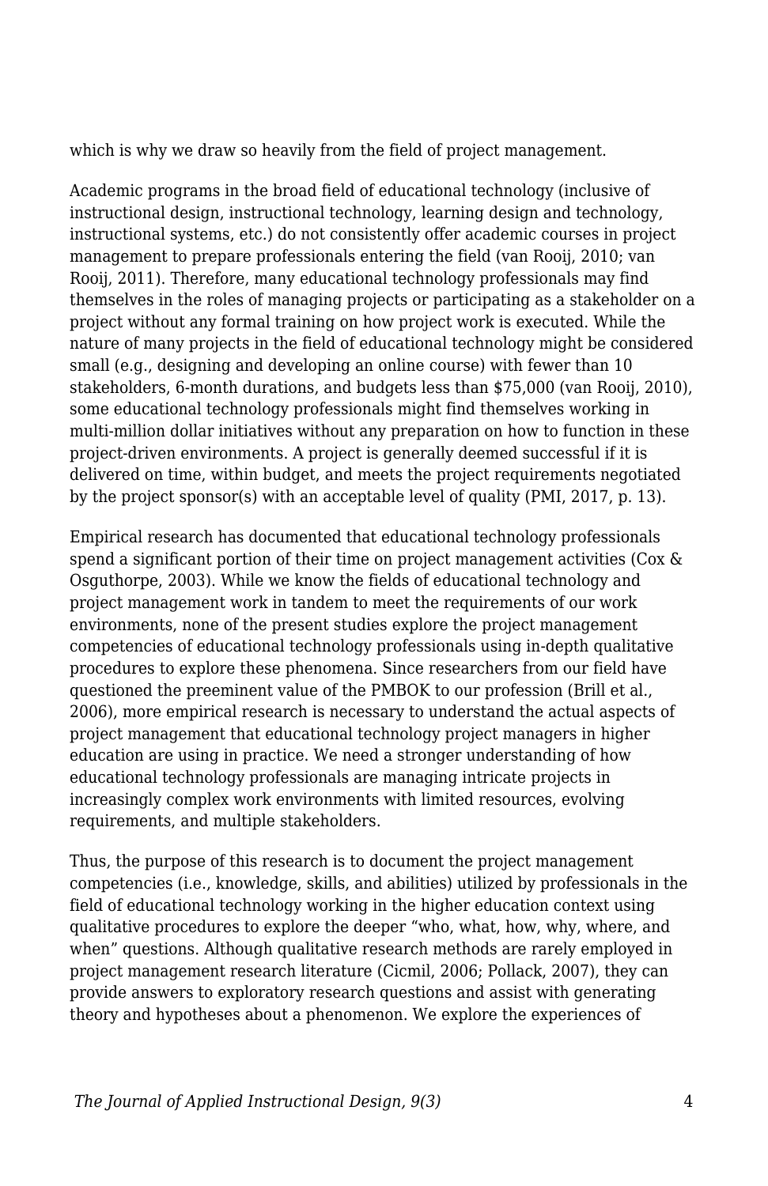which is why we draw so heavily from the field of project management.

Academic programs in the broad field of educational technology (inclusive of instructional design, instructional technology, learning design and technology, instructional systems, etc.) do not consistently offer academic courses in project management to prepare professionals entering the field (van Rooij, 2010; van Rooij, 2011). Therefore, many educational technology professionals may find themselves in the roles of managing projects or participating as a stakeholder on a project without any formal training on how project work is executed. While the nature of many projects in the field of educational technology might be considered small (e.g., designing and developing an online course) with fewer than 10 stakeholders, 6-month durations, and budgets less than $75,000 (van Rooij, 2010), some educational technology professionals might find themselves working in multi-million dollar initiatives without any preparation on how to function in these project-driven environments. A project is generally deemed successful if it is delivered on time, within budget, and meets the project requirements negotiated by the project sponsor(s) with an acceptable level of quality (PMI, 2017, p. 13).

Empirical research has documented that educational technology professionals spend a significant portion of their time on project management activities (Cox & Osguthorpe, 2003). While we know the fields of educational technology and project management work in tandem to meet the requirements of our work environments, none of the present studies explore the project management competencies of educational technology professionals using in-depth qualitative procedures to explore these phenomena. Since researchers from our field have questioned the preeminent value of the PMBOK to our profession (Brill et al., 2006), more empirical research is necessary to understand the actual aspects of project management that educational technology project managers in higher education are using in practice. We need a stronger understanding of how educational technology professionals are managing intricate projects in increasingly complex work environments with limited resources, evolving requirements, and multiple stakeholders.

Thus, the purpose of this research is to document the project management competencies (i.e., knowledge, skills, and abilities) utilized by professionals in the field of educational technology working in the higher education context using qualitative procedures to explore the deeper "who, what, how, why, where, and when" questions. Although qualitative research methods are rarely employed in project management research literature (Cicmil, 2006; Pollack, 2007), they can provide answers to exploratory research questions and assist with generating theory and hypotheses about a phenomenon. We explore the experiences of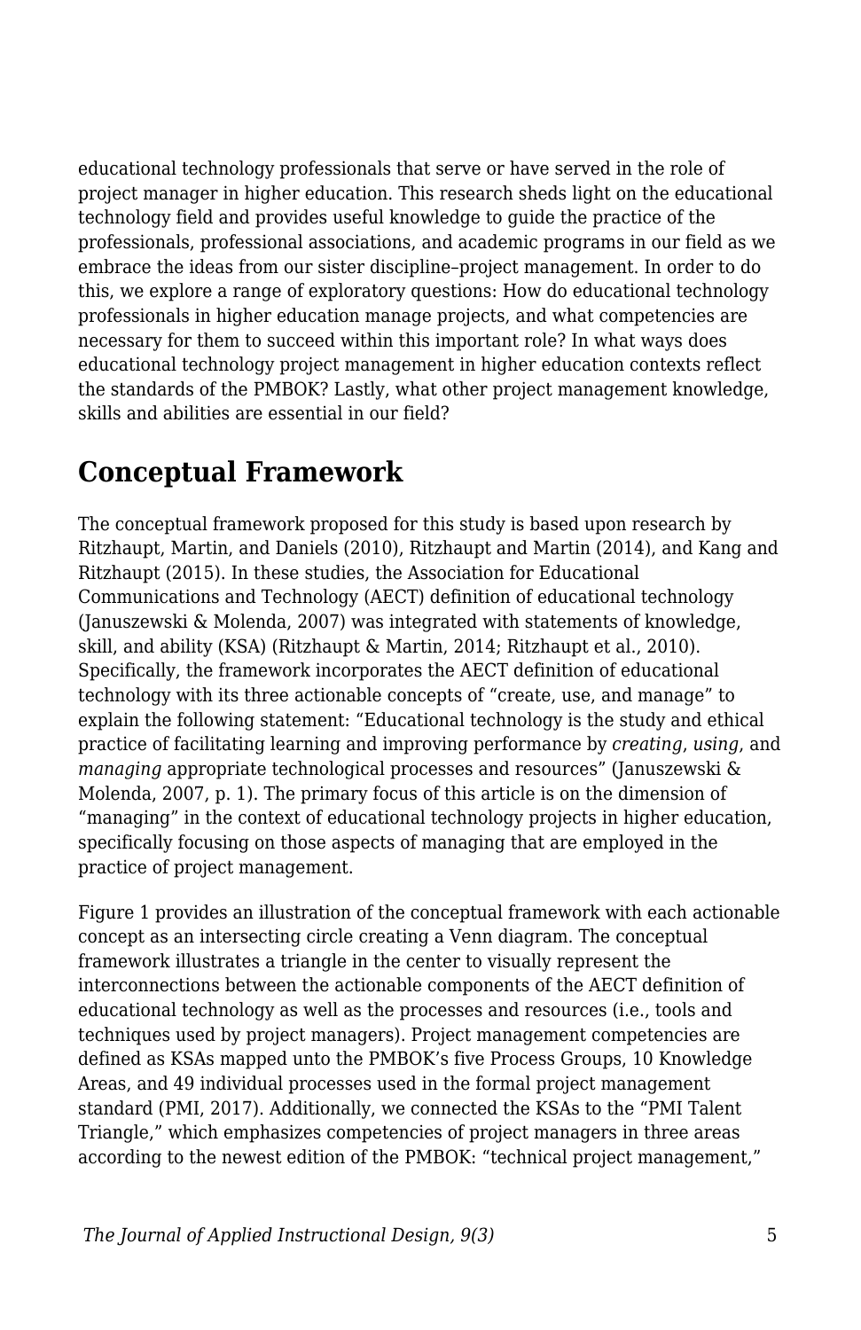educational technology professionals that serve or have served in the role of project manager in higher education. This research sheds light on the educational technology field and provides useful knowledge to guide the practice of the professionals, professional associations, and academic programs in our field as we embrace the ideas from our sister discipline–project management. In order to do this, we explore a range of exploratory questions: How do educational technology professionals in higher education manage projects, and what competencies are necessary for them to succeed within this important role? In what ways does educational technology project management in higher education contexts reflect the standards of the PMBOK? Lastly, what other project management knowledge, skills and abilities are essential in our field?

## Conceptual Framework

The conceptual framework proposed for this study is based upon research by Ritzhaupt, Martin, and Daniels (2010), Ritzhaupt and Martin (2014), and Kang and Ritzhaupt (2015). In these studies, the Association for Educational Communications and Technology (AECT) definition of educational technology (Januszewski & Molenda, 2007) was integrated with statements of knowledge, skill, and ability (KSA) (Ritzhaupt & Martin, 2014; Ritzhaupt et al., 2010). Specifically, the framework incorporates the AECT definition of educational technology with its three actionable concepts of "create, use, and manage" to explain the following statement: "Educational technology is the study and ethical practice of facilitating learning and improving performance by *creating*, *using*, and *managing* appropriate technological processes and resources" (Januszewski & Molenda, 2007, p. 1). The primary focus of this article is on the dimension of "managing" in the context of educational technology projects in higher education, specifically focusing on those aspects of managing that are employed in the practice of project management.

Figure 1 provides an illustration of the conceptual framework with each actionable concept as an intersecting circle creating a Venn diagram. The conceptual framework illustrates a triangle in the center to visually represent the interconnections between the actionable components of the AECT definition of educational technology as well as the processes and resources (i.e., tools and techniques used by project managers). Project management competencies are defined as KSAs mapped unto the PMBOK's five Process Groups, 10 Knowledge Areas, and 49 individual processes used in the formal project management standard (PMI, 2017). Additionally, we connected the KSAs to the "PMI Talent Triangle," which emphasizes competencies of project managers in three areas according to the newest edition of the PMBOK: "technical project management,"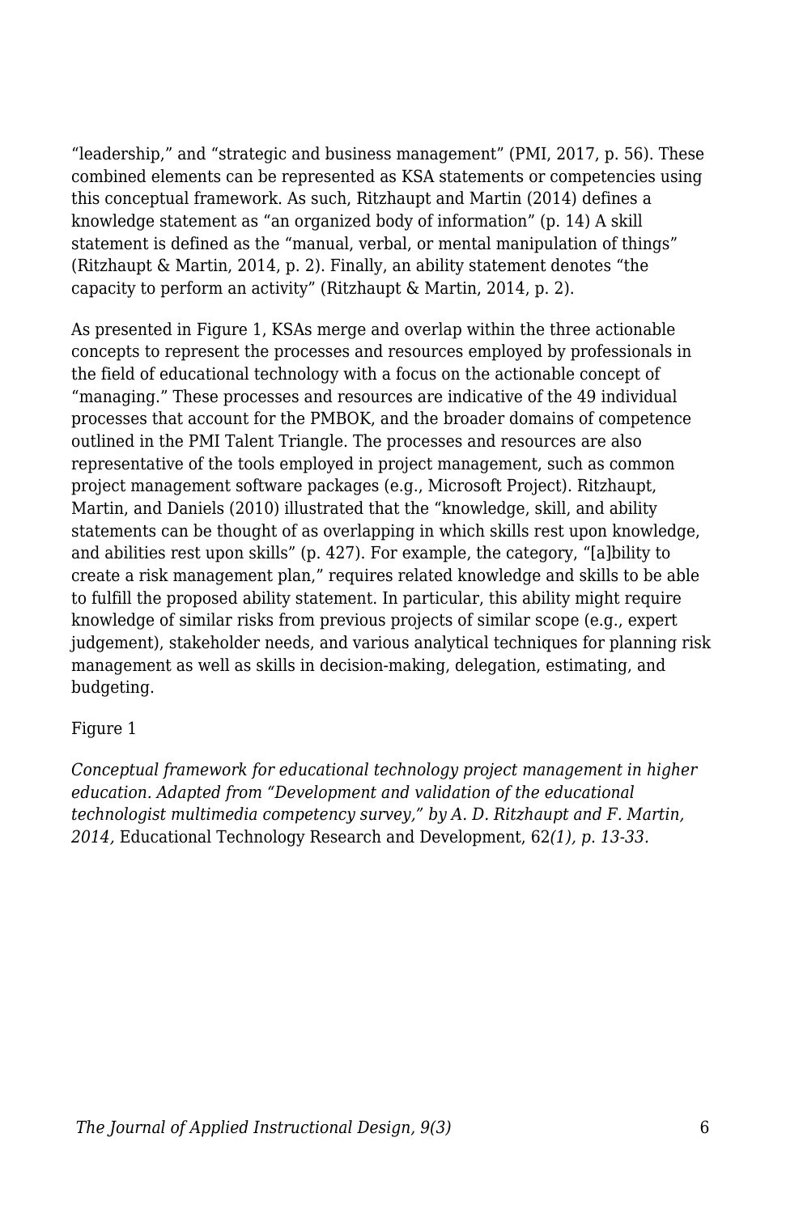"leadership," and "strategic and business management" (PMI, 2017, p. 56). These combined elements can be represented as KSA statements or competencies using this conceptual framework. As such, Ritzhaupt and Martin (2014) defines a knowledge statement as "an organized body of information" (p. 14) A skill statement is defined as the "manual, verbal, or mental manipulation of things" (Ritzhaupt & Martin, 2014, p. 2). Finally, an ability statement denotes "the capacity to perform an activity" (Ritzhaupt & Martin, 2014, p. 2).

As presented in Figure 1, KSAs merge and overlap within the three actionable concepts to represent the processes and resources employed by professionals in the field of educational technology with a focus on the actionable concept of "managing." These processes and resources are indicative of the 49 individual processes that account for the PMBOK, and the broader domains of competence outlined in the PMI Talent Triangle. The processes and resources are also representative of the tools employed in project management, such as common project management software packages (e.g., Microsoft Project). Ritzhaupt, Martin, and Daniels (2010) illustrated that the "knowledge, skill, and ability statements can be thought of as overlapping in which skills rest upon knowledge, and abilities rest upon skills" (p. 427). For example, the category, "[a]bility to create a risk management plan," requires related knowledge and skills to be able to fulfill the proposed ability statement. In particular, this ability might require knowledge of similar risks from previous projects of similar scope (e.g., expert judgement), stakeholder needs, and various analytical techniques for planning risk management as well as skills in decision-making, delegation, estimating, and budgeting.

Figure 1

*Conceptual framework for educational technology project management in higher education. Adapted from "Development and validation of the educational technologist multimedia competency survey," by A. D. Ritzhaupt and F. Martin, 2014,* Educational Technology Research and Development, 62*(1), p. 13-33.*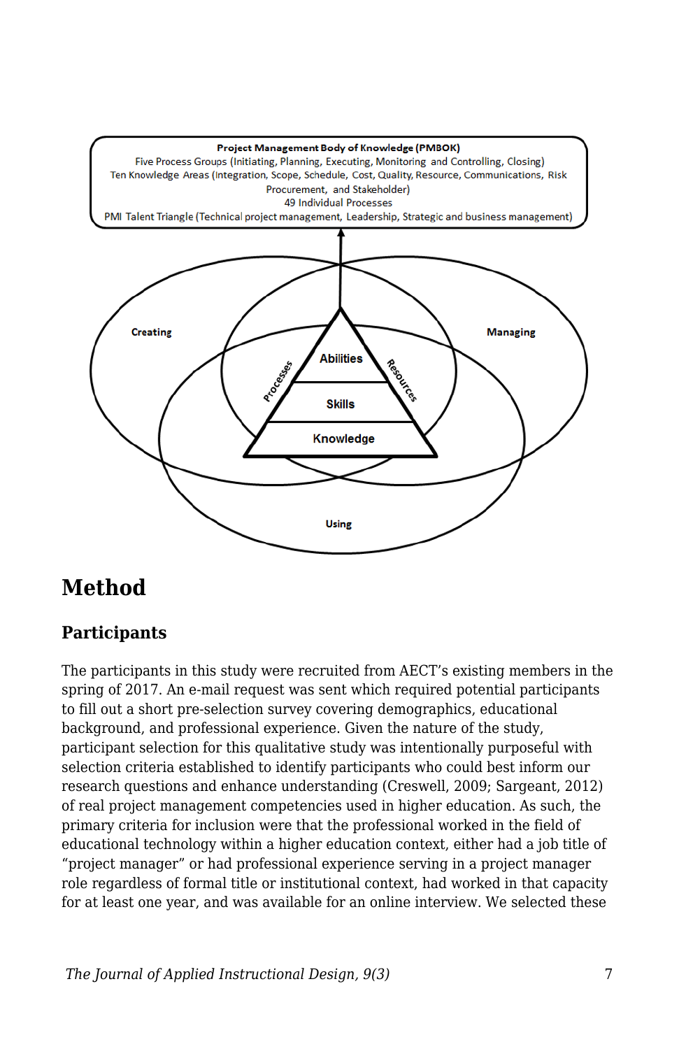## Method

### Participants

The participants in this study were recruited from AECT's existing members in the spring of 2017. An e-mail request was sent which required potential participants to fill out a short pre-selection survey covering demographics, educational background, and professional experience. Given the nature of the study, participant selection for this qualitative study was intentionally purposeful with selection criteria established to identify participants who could best inform our research questions and enhance understanding (Creswell, 2009; Sargeant, 2012) of real project management competencies used in higher education. As such, the primary criteria for inclusion were that the professional worked in the field of educational technology within a higher education context, either had a job title of "project manager" or had professional experience serving in a project manager role regardless of formal title or institutional context, had worked in that capacity for at least one year, and was available for an online interview. We selected these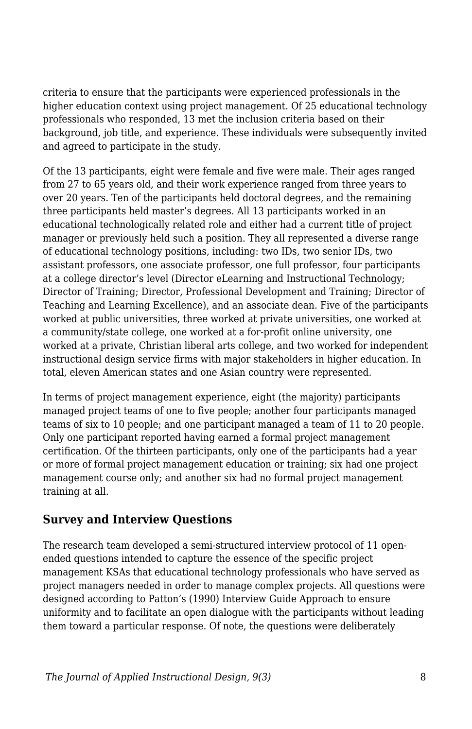criteria to ensure that the participants were experienced professionals in the higher education context using project management. Of 25 educational technology professionals who responded, 13 met the inclusion criteria based on their background, job title, and experience. These individuals were subsequently invited and agreed to participate in the study.

Of the 13 participants, eight were female and five were male. Their ages ranged from 27 to 65 years old, and their work experience ranged from three years to over 20 years. Ten of the participants held doctoral degrees, and the remaining three participants held master's degrees. All 13 participants worked in an educational technologically related role and either had a current title of project manager or previously held such a position. They all represented a diverse range of educational technology positions, including: two IDs, two senior IDs, two assistant professors, one associate professor, one full professor, four participants at a college director's level (Director eLearning and Instructional Technology; Director of Training; Director, Professional Development and Training; Director of Teaching and Learning Excellence), and an associate dean. Five of the participants worked at public universities, three worked at private universities, one worked at a community/state college, one worked at a for-profit online university, one worked at a private, Christian liberal arts college, and two worked for independent instructional design service firms with major stakeholders in higher education. In total, eleven American states and one Asian country were represented.

In terms of project management experience, eight (the majority) participants managed project teams of one to five people; another four participants managed teams of six to 10 people; and one participant managed a team of 11 to 20 people. Only one participant reported having earned a formal project management certification. Of the thirteen participants, only one of the participants had a year or more of formal project management education or training; six had one project management course only; and another six had no formal project management training at all.

## Survey and Interview Questions

The research team developed a semi-structured interview protocol of 11 open-ended questions intended to capture the essence of the specific project management KSAs that educational technology professionals who have served as project managers needed in order to manage complex projects. All questions were designed according to Patton's (1990) Interview Guide Approach to ensure uniformity and to facilitate an open dialogue with the participants without leading them toward a particular response. Of note, the questions were deliberately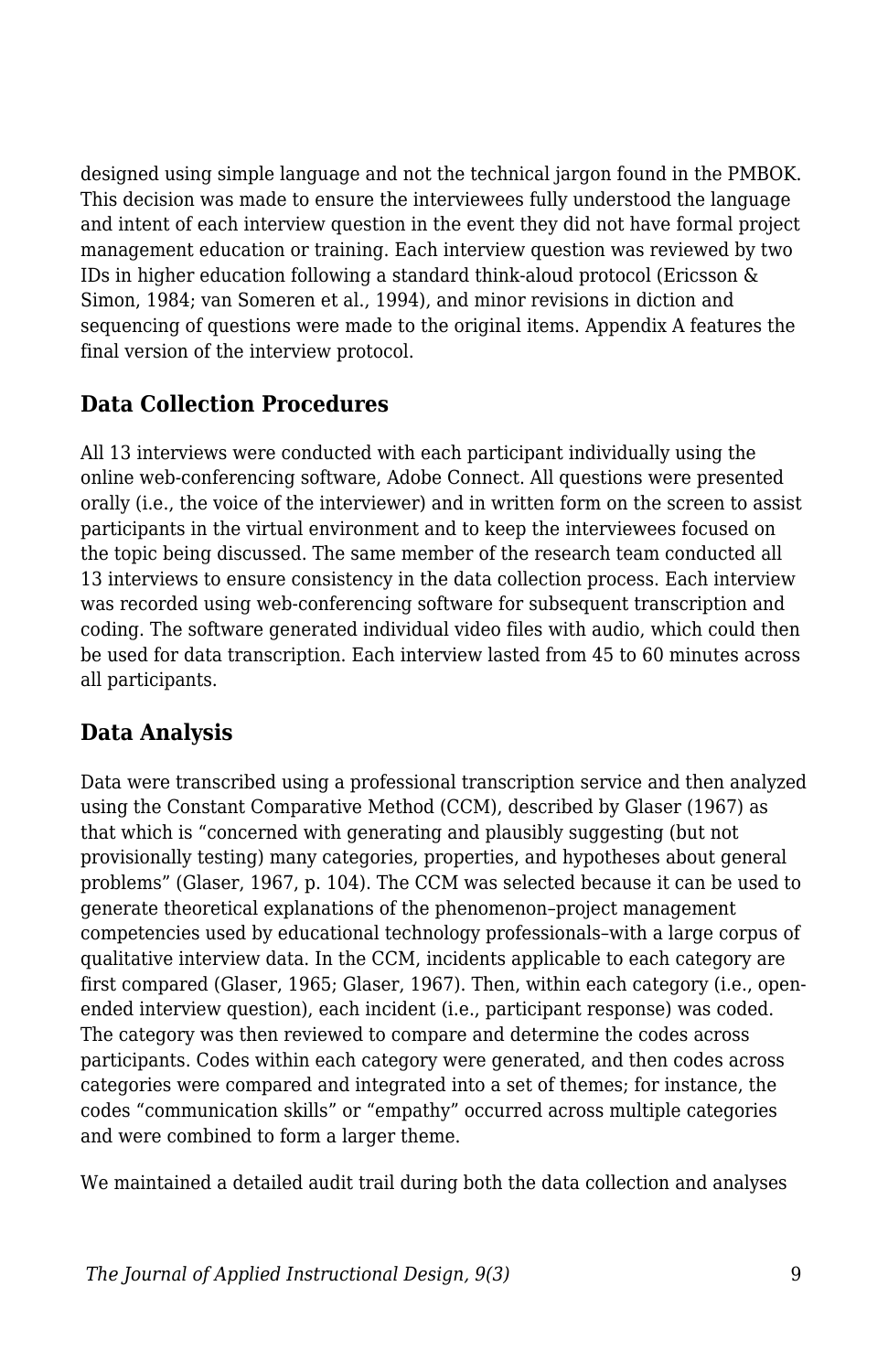designed using simple language and not the technical jargon found in the PMBOK. This decision was made to ensure the interviewees fully understood the language and intent of each interview question in the event they did not have formal project management education or training. Each interview question was reviewed by two IDs in higher education following a standard think-aloud protocol (Ericsson & Simon, 1984; van Someren et al., 1994), and minor revisions in diction and sequencing of questions were made to the original items. Appendix A features the final version of the interview protocol.

## Data Collection Procedures

All 13 interviews were conducted with each participant individually using the online web-conferencing software, Adobe Connect. All questions were presented orally (i.e., the voice of the interviewer) and in written form on the screen to assist participants in the virtual environment and to keep the interviewees focused on the topic being discussed. The same member of the research team conducted all 13 interviews to ensure consistency in the data collection process. Each interview was recorded using web-conferencing software for subsequent transcription and coding. The software generated individual video files with audio, which could then be used for data transcription. Each interview lasted from 45 to 60 minutes across all participants.

## Data Analysis

Data were transcribed using a professional transcription service and then analyzed using the Constant Comparative Method (CCM), described by Glaser (1967) as that which is "concerned with generating and plausibly suggesting (but not provisionally testing) many categories, properties, and hypotheses about general problems" (Glaser, 1967, p. 104). The CCM was selected because it can be used to generate theoretical explanations of the phenomenon–project management competencies used by educational technology professionals–with a large corpus of qualitative interview data. In the CCM, incidents applicable to each category are first compared (Glaser, 1965; Glaser, 1967). Then, within each category (i.e., open-ended interview question), each incident (i.e., participant response) was coded. The category was then reviewed to compare and determine the codes across participants. Codes within each category were generated, and then codes across categories were compared and integrated into a set of themes; for instance, the codes "communication skills" or "empathy" occurred across multiple categories and were combined to form a larger theme.

We maintained a detailed audit trail during both the data collection and analyses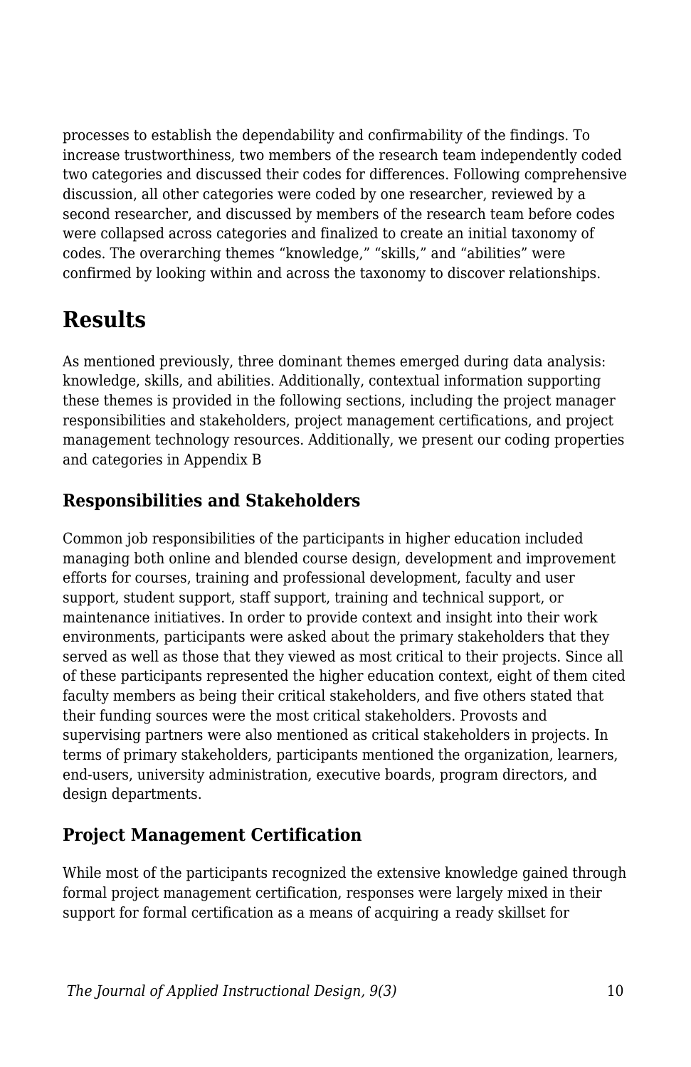processes to establish the dependability and confirmability of the findings. To increase trustworthiness, two members of the research team independently coded two categories and discussed their codes for differences. Following comprehensive discussion, all other categories were coded by one researcher, reviewed by a second researcher, and discussed by members of the research team before codes were collapsed across categories and finalized to create an initial taxonomy of codes. The overarching themes "knowledge," "skills," and "abilities" were confirmed by looking within and across the taxonomy to discover relationships.

## Results

As mentioned previously, three dominant themes emerged during data analysis: knowledge, skills, and abilities. Additionally, contextual information supporting these themes is provided in the following sections, including the project manager responsibilities and stakeholders, project management certifications, and project management technology resources. Additionally, we present our coding properties and categories in Appendix B

### Responsibilities and Stakeholders

Common job responsibilities of the participants in higher education included managing both online and blended course design, development and improvement efforts for courses, training and professional development, faculty and user support, student support, staff support, training and technical support, or maintenance initiatives. In order to provide context and insight into their work environments, participants were asked about the primary stakeholders that they served as well as those that they viewed as most critical to their projects. Since all of these participants represented the higher education context, eight of them cited faculty members as being their critical stakeholders, and five others stated that their funding sources were the most critical stakeholders. Provosts and supervising partners were also mentioned as critical stakeholders in projects. In terms of primary stakeholders, participants mentioned the organization, learners, end-users, university administration, executive boards, program directors, and design departments.

### Project Management Certification

While most of the participants recognized the extensive knowledge gained through formal project management certification, responses were largely mixed in their support for formal certification as a means of acquiring a ready skillset for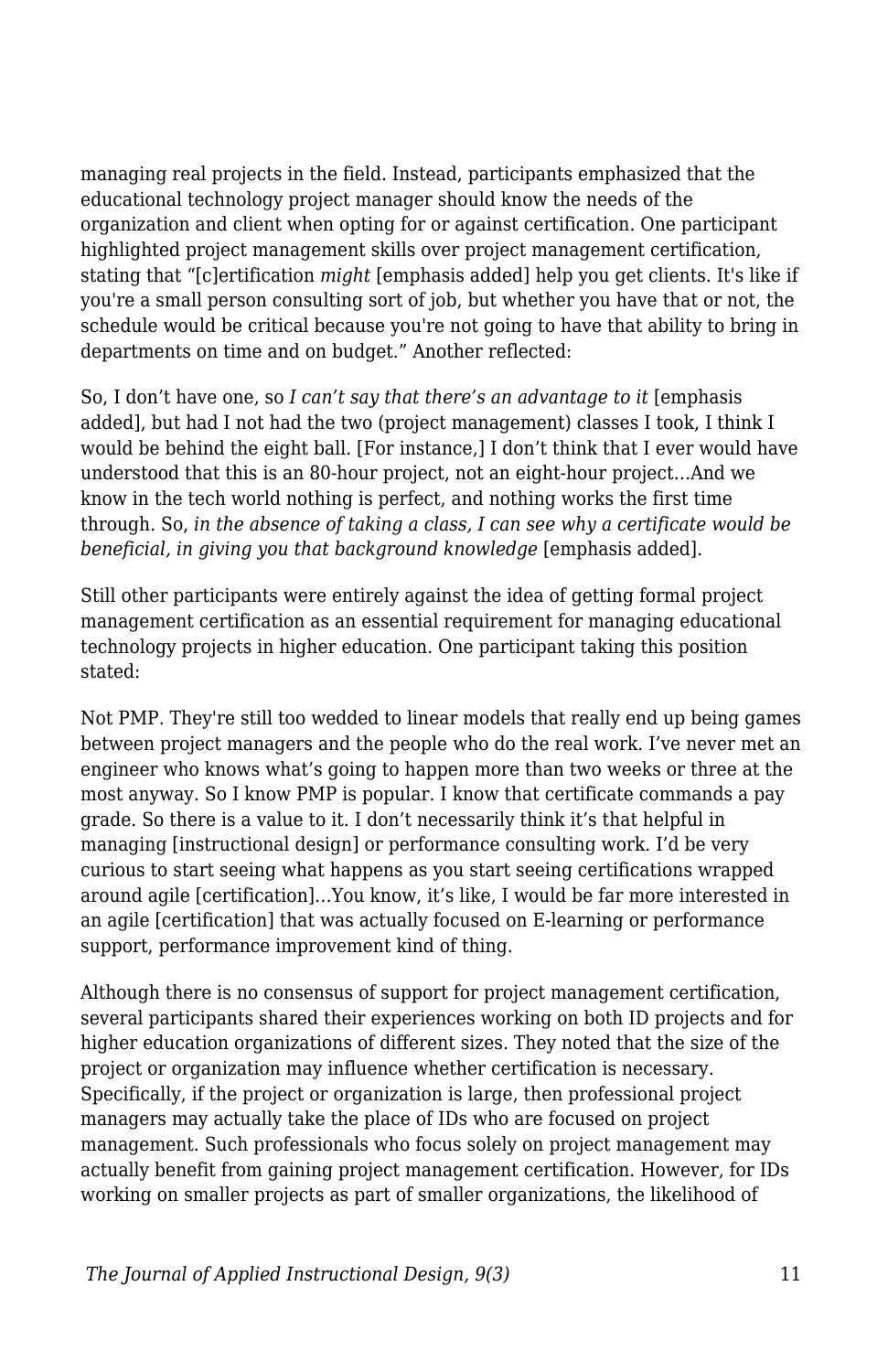managing real projects in the field. Instead, participants emphasized that the educational technology project manager should know the needs of the organization and client when opting for or against certification. One participant highlighted project management skills over project management certification, stating that "[c]ertification *might* [emphasis added] help you get clients. It's like if you're a small person consulting sort of job, but whether you have that or not, the schedule would be critical because you're not going to have that ability to bring in departments on time and on budget." Another reflected:

So, I don't have one, so *I can't say that there's an advantage to it* [emphasis added], but had I not had the two (project management) classes I took, I think I would be behind the eight ball. [For instance,] I don't think that I ever would have understood that this is an 80-hour project, not an eight-hour project…And we know in the tech world nothing is perfect, and nothing works the first time through. So, *in the absence of taking a class, I can see why a certificate would be beneficial, in giving you that background knowledge* [emphasis added].

Still other participants were entirely against the idea of getting formal project management certification as an essential requirement for managing educational technology projects in higher education. One participant taking this position stated:

Not PMP. They're still too wedded to linear models that really end up being games between project managers and the people who do the real work. I've never met an engineer who knows what's going to happen more than two weeks or three at the most anyway. So I know PMP is popular. I know that certificate commands a pay grade. So there is a value to it. I don't necessarily think it's that helpful in managing [instructional design] or performance consulting work. I'd be very curious to start seeing what happens as you start seeing certifications wrapped around agile [certification]…You know, it's like, I would be far more interested in an agile [certification] that was actually focused on E-learning or performance support, performance improvement kind of thing.

Although there is no consensus of support for project management certification, several participants shared their experiences working on both ID projects and for higher education organizations of different sizes. They noted that the size of the project or organization may influence whether certification is necessary. Specifically, if the project or organization is large, then professional project managers may actually take the place of IDs who are focused on project management. Such professionals who focus solely on project management may actually benefit from gaining project management certification. However, for IDs working on smaller projects as part of smaller organizations, the likelihood of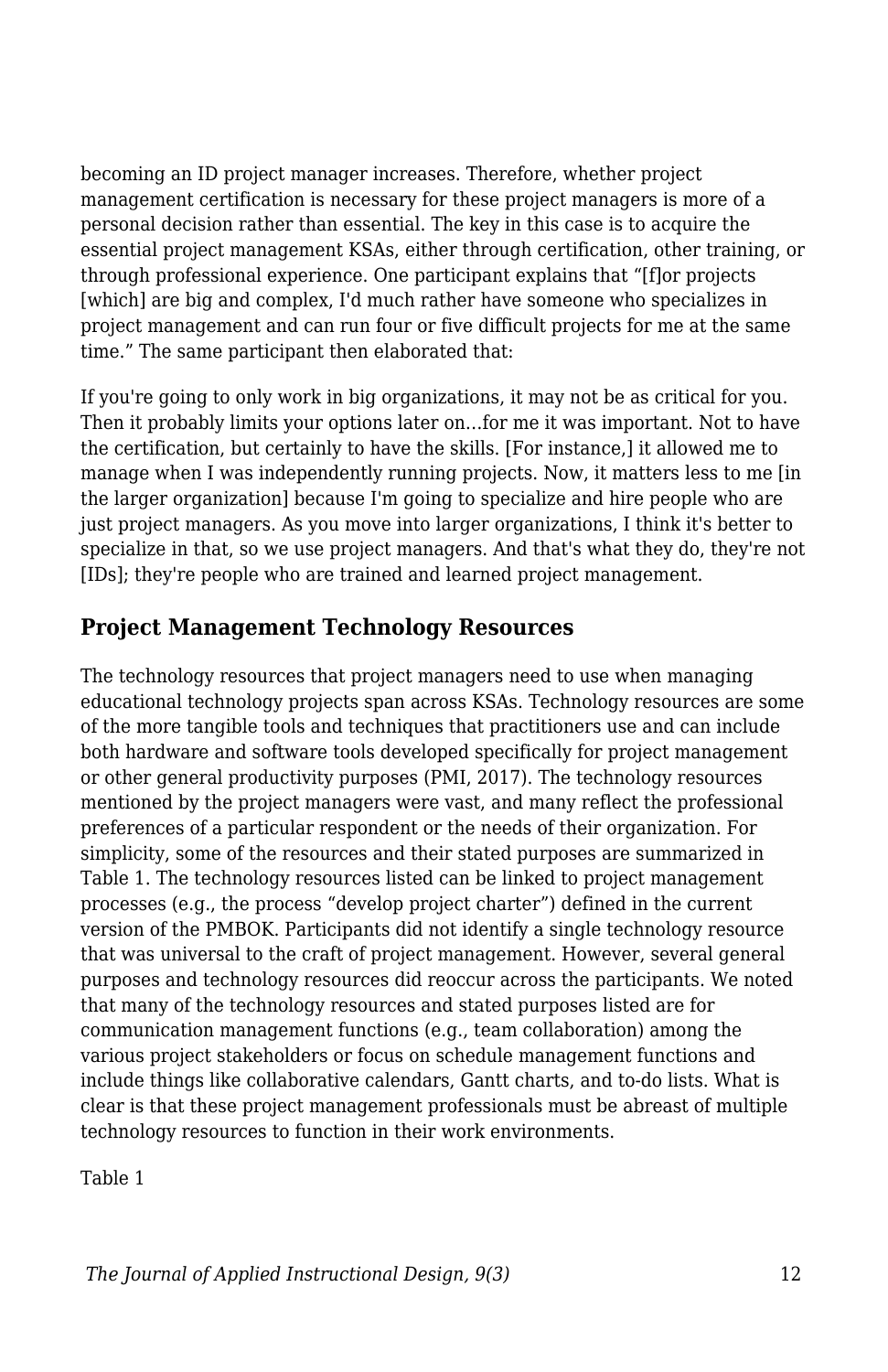becoming an ID project manager increases. Therefore, whether project management certification is necessary for these project managers is more of a personal decision rather than essential. The key in this case is to acquire the essential project management KSAs, either through certification, other training, or through professional experience. One participant explains that "[f]or projects [which] are big and complex, I'd much rather have someone who specializes in project management and can run four or five difficult projects for me at the same time." The same participant then elaborated that:

> If you're going to only work in big organizations, it may not be as critical for you. Then it probably limits your options later on...for me it was important. Not to have the certification, but certainly to have the skills. [For instance,] it allowed me to manage when I was independently running projects. Now, it matters less to me [in the larger organization] because I'm going to specialize and hire people who are just project managers. As you move into larger organizations, I think it's better to specialize in that, so we use project managers. And that's what they do, they're not [IDs]; they're people who are trained and learned project management.

## Project Management Technology Resources

The technology resources that project managers need to use when managing educational technology projects span across KSAs. Technology resources are some of the more tangible tools and techniques that practitioners use and can include both hardware and software tools developed specifically for project management or other general productivity purposes (PMI, 2017). The technology resources mentioned by the project managers were vast, and many reflect the professional preferences of a particular respondent or the needs of their organization. For simplicity, some of the resources and their stated purposes are summarized in Table 1. The technology resources listed can be linked to project management processes (e.g., the process "develop project charter") defined in the current version of the PMBOK. Participants did not identify a single technology resource that was universal to the craft of project management. However, several general purposes and technology resources did reoccur across the participants. We noted that many of the technology resources and stated purposes listed are for communication management functions (e.g., team collaboration) among the various project stakeholders or focus on schedule management functions and include things like collaborative calendars, Gantt charts, and to-do lists. What is clear is that these project management professionals must be abreast of multiple technology resources to function in their work environments.

Table 1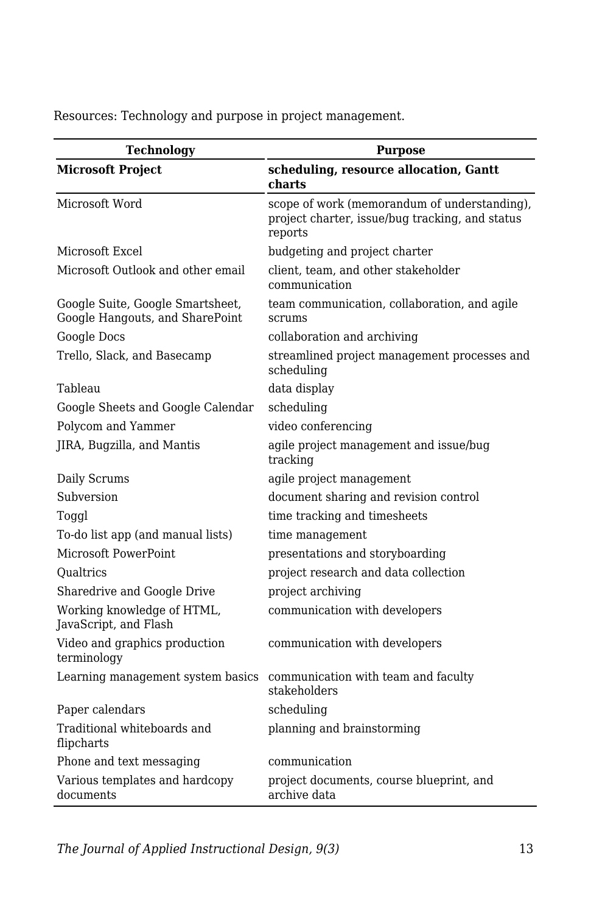Resources: Technology and purpose in project management.

| Technology | Purpose |
| --- | --- |
| **Microsoft Project** | **scheduling, resource allocation, Gantt charts** |
| Microsoft Word | scope of work (memorandum of understanding), project charter, issue/bug tracking, and status reports |
| Microsoft Excel | budgeting and project charter |
| Microsoft Outlook and other email | client, team, and other stakeholder communication |
| Google Suite, Google Smartsheet, Google Hangouts, and SharePoint | team communication, collaboration, and agile scrums |
| Google Docs | collaboration and archiving |
| Trello, Slack, and Basecamp | streamlined project management processes and scheduling |
| Tableau | data display |
| Google Sheets and Google Calendar | scheduling |
| Polycom and Yammer | video conferencing |
| JIRA, Bugzilla, and Mantis | agile project management and issue/bug tracking |
| Daily Scrums | agile project management |
| Subversion | document sharing and revision control |
| Toggl | time tracking and timesheets |
| To-do list app (and manual lists) | time management |
| Microsoft PowerPoint | presentations and storyboarding |
| Qualtrics | project research and data collection |
| Sharedrive and Google Drive | project archiving |
| Working knowledge of HTML, JavaScript, and Flash | communication with developers |
| Video and graphics production terminology | communication with developers |
| Learning management system basics | communication with team and faculty stakeholders |
| Paper calendars | scheduling |
| Traditional whiteboards and flipcharts | planning and brainstorming |
| Phone and text messaging | communication |
| Various templates and hardcopy documents | project documents, course blueprint, and archive data |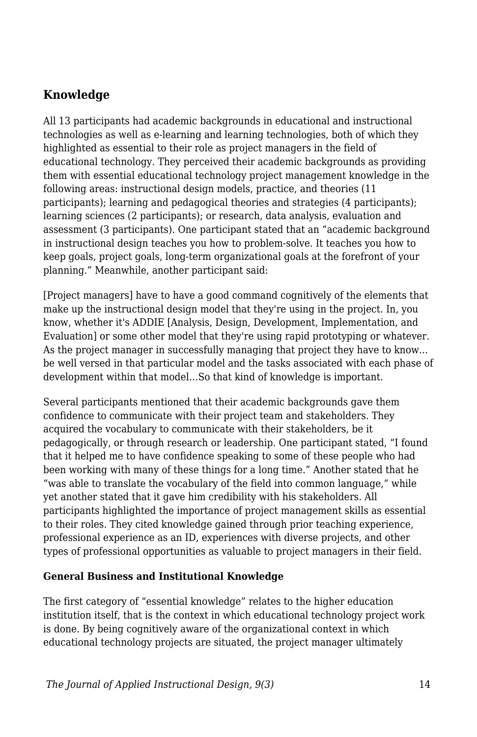## Knowledge

All 13 participants had academic backgrounds in educational and instructional technologies as well as e-learning and learning technologies, both of which they highlighted as essential to their role as project managers in the field of educational technology. They perceived their academic backgrounds as providing them with essential educational technology project management knowledge in the following areas: instructional design models, practice, and theories (11 participants); learning and pedagogical theories and strategies (4 participants); learning sciences (2 participants); or research, data analysis, evaluation and assessment (3 participants). One participant stated that an "academic background in instructional design teaches you how to problem-solve. It teaches you how to keep goals, project goals, long-term organizational goals at the forefront of your planning." Meanwhile, another participant said:

[Project managers] have to have a good command cognitively of the elements that make up the instructional design model that they're using in the project. In, you know, whether it's ADDIE [Analysis, Design, Development, Implementation, and Evaluation] or some other model that they're using rapid prototyping or whatever. As the project manager in successfully managing that project they have to know... be well versed in that particular model and the tasks associated with each phase of development within that model…So that kind of knowledge is important.

Several participants mentioned that their academic backgrounds gave them confidence to communicate with their project team and stakeholders. They acquired the vocabulary to communicate with their stakeholders, be it pedagogically, or through research or leadership. One participant stated, "I found that it helped me to have confidence speaking to some of these people who had been working with many of these things for a long time." Another stated that he "was able to translate the vocabulary of the field into common language," while yet another stated that it gave him credibility with his stakeholders. All participants highlighted the importance of project management skills as essential to their roles. They cited knowledge gained through prior teaching experience, professional experience as an ID, experiences with diverse projects, and other types of professional opportunities as valuable to project managers in their field.

### General Business and Institutional Knowledge

The first category of "essential knowledge" relates to the higher education institution itself, that is the context in which educational technology project work is done. By being cognitively aware of the organizational context in which educational technology projects are situated, the project manager ultimately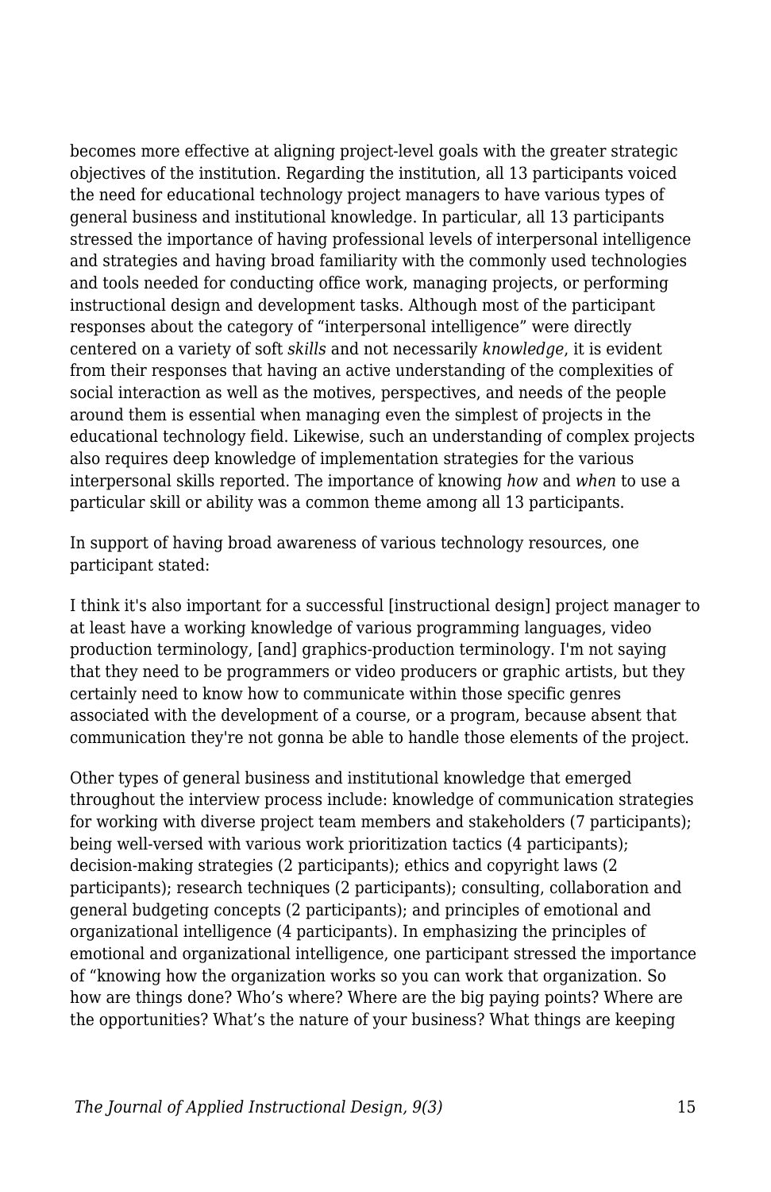becomes more effective at aligning project-level goals with the greater strategic objectives of the institution. Regarding the institution, all 13 participants voiced the need for educational technology project managers to have various types of general business and institutional knowledge. In particular, all 13 participants stressed the importance of having professional levels of interpersonal intelligence and strategies and having broad familiarity with the commonly used technologies and tools needed for conducting office work, managing projects, or performing instructional design and development tasks. Although most of the participant responses about the category of "interpersonal intelligence" were directly centered on a variety of soft *skills* and not necessarily *knowledge*, it is evident from their responses that having an active understanding of the complexities of social interaction as well as the motives, perspectives, and needs of the people around them is essential when managing even the simplest of projects in the educational technology field. Likewise, such an understanding of complex projects also requires deep knowledge of implementation strategies for the various interpersonal skills reported. The importance of knowing *how* and *when* to use a particular skill or ability was a common theme among all 13 participants.

In support of having broad awareness of various technology resources, one participant stated:

I think it's also important for a successful [instructional design] project manager to at least have a working knowledge of various programming languages, video production terminology, [and] graphics-production terminology. I'm not saying that they need to be programmers or video producers or graphic artists, but they certainly need to know how to communicate within those specific genres associated with the development of a course, or a program, because absent that communication they're not gonna be able to handle those elements of the project.

Other types of general business and institutional knowledge that emerged throughout the interview process include: knowledge of communication strategies for working with diverse project team members and stakeholders (7 participants); being well-versed with various work prioritization tactics (4 participants); decision-making strategies (2 participants); ethics and copyright laws (2 participants); research techniques (2 participants); consulting, collaboration and general budgeting concepts (2 participants); and principles of emotional and organizational intelligence (4 participants). In emphasizing the principles of emotional and organizational intelligence, one participant stressed the importance of "knowing how the organization works so you can work that organization. So how are things done? Who's where? Where are the big paying points? Where are the opportunities? What's the nature of your business? What things are keeping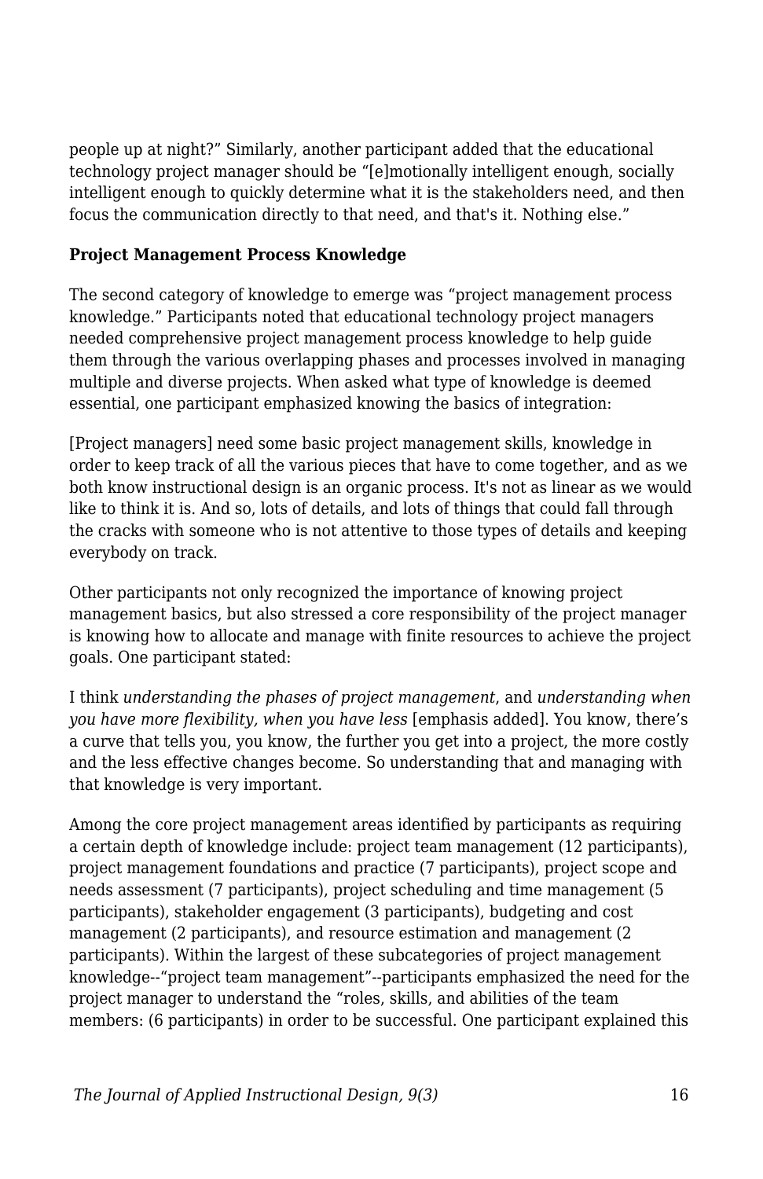people up at night?" Similarly, another participant added that the educational technology project manager should be "[e]motionally intelligent enough, socially intelligent enough to quickly determine what it is the stakeholders need, and then focus the communication directly to that need, and that's it. Nothing else."

**Project Management Process Knowledge**

The second category of knowledge to emerge was "project management process knowledge." Participants noted that educational technology project managers needed comprehensive project management process knowledge to help guide them through the various overlapping phases and processes involved in managing multiple and diverse projects. When asked what type of knowledge is deemed essential, one participant emphasized knowing the basics of integration:

[Project managers] need some basic project management skills, knowledge in order to keep track of all the various pieces that have to come together, and as we both know instructional design is an organic process. It's not as linear as we would like to think it is. And so, lots of details, and lots of things that could fall through the cracks with someone who is not attentive to those types of details and keeping everybody on track.

Other participants not only recognized the importance of knowing project management basics, but also stressed a core responsibility of the project manager is knowing how to allocate and manage with finite resources to achieve the project goals. One participant stated:

I think *understanding the phases of project management*, and *understanding when you have more flexibility, when you have less* [emphasis added]. You know, there's a curve that tells you, you know, the further you get into a project, the more costly and the less effective changes become. So understanding that and managing with that knowledge is very important.

Among the core project management areas identified by participants as requiring a certain depth of knowledge include: project team management (12 participants), project management foundations and practice (7 participants), project scope and needs assessment (7 participants), project scheduling and time management (5 participants), stakeholder engagement (3 participants), budgeting and cost management (2 participants), and resource estimation and management (2 participants). Within the largest of these subcategories of project management knowledge--"project team management"--participants emphasized the need for the project manager to understand the "roles, skills, and abilities of the team members: (6 participants) in order to be successful. One participant explained this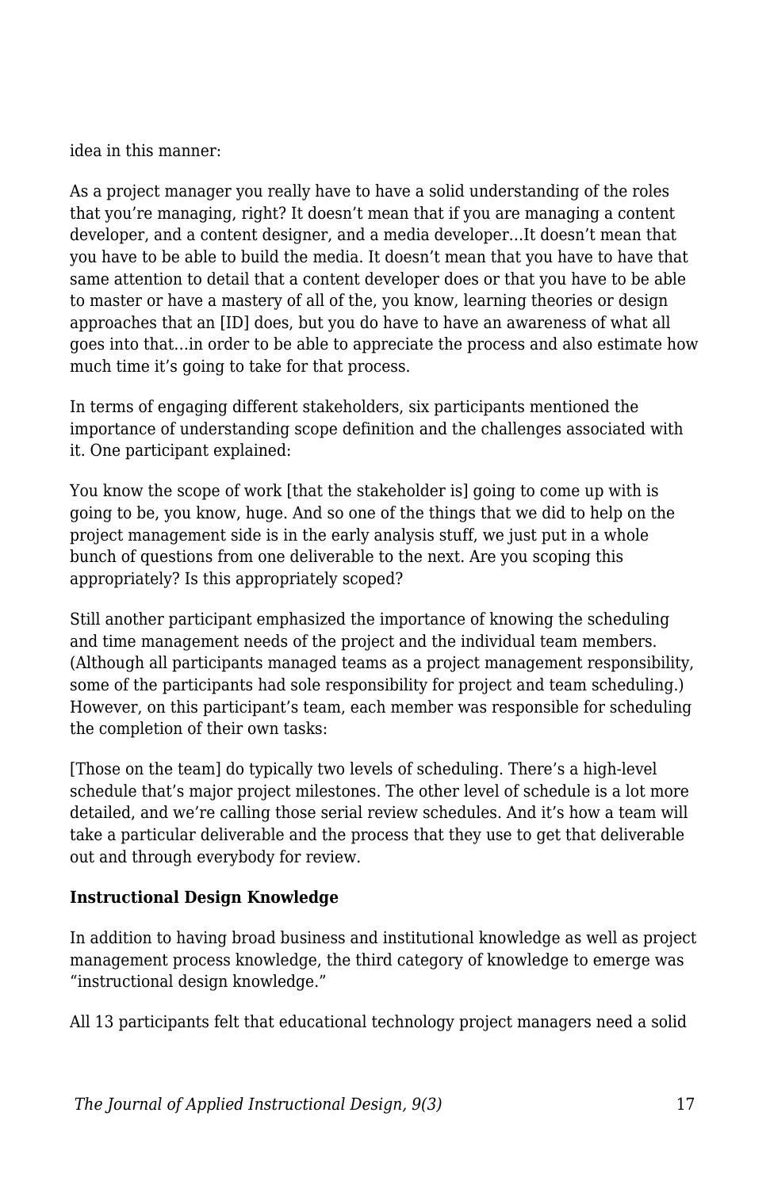idea in this manner:

As a project manager you really have to have a solid understanding of the roles that you're managing, right? It doesn't mean that if you are managing a content developer, and a content designer, and a media developer…It doesn't mean that you have to be able to build the media. It doesn't mean that you have to have that same attention to detail that a content developer does or that you have to be able to master or have a mastery of all of the, you know, learning theories or design approaches that an [ID] does, but you do have to have an awareness of what all goes into that…in order to be able to appreciate the process and also estimate how much time it's going to take for that process.

In terms of engaging different stakeholders, six participants mentioned the importance of understanding scope definition and the challenges associated with it. One participant explained:

You know the scope of work [that the stakeholder is] going to come up with is going to be, you know, huge. And so one of the things that we did to help on the project management side is in the early analysis stuff, we just put in a whole bunch of questions from one deliverable to the next. Are you scoping this appropriately? Is this appropriately scoped?

Still another participant emphasized the importance of knowing the scheduling and time management needs of the project and the individual team members. (Although all participants managed teams as a project management responsibility, some of the participants had sole responsibility for project and team scheduling.) However, on this participant's team, each member was responsible for scheduling the completion of their own tasks:

[Those on the team] do typically two levels of scheduling. There's a high-level schedule that's major project milestones. The other level of schedule is a lot more detailed, and we're calling those serial review schedules. And it's how a team will take a particular deliverable and the process that they use to get that deliverable out and through everybody for review.

**Instructional Design Knowledge**

In addition to having broad business and institutional knowledge as well as project management process knowledge, the third category of knowledge to emerge was "instructional design knowledge."

All 13 participants felt that educational technology project managers need a solid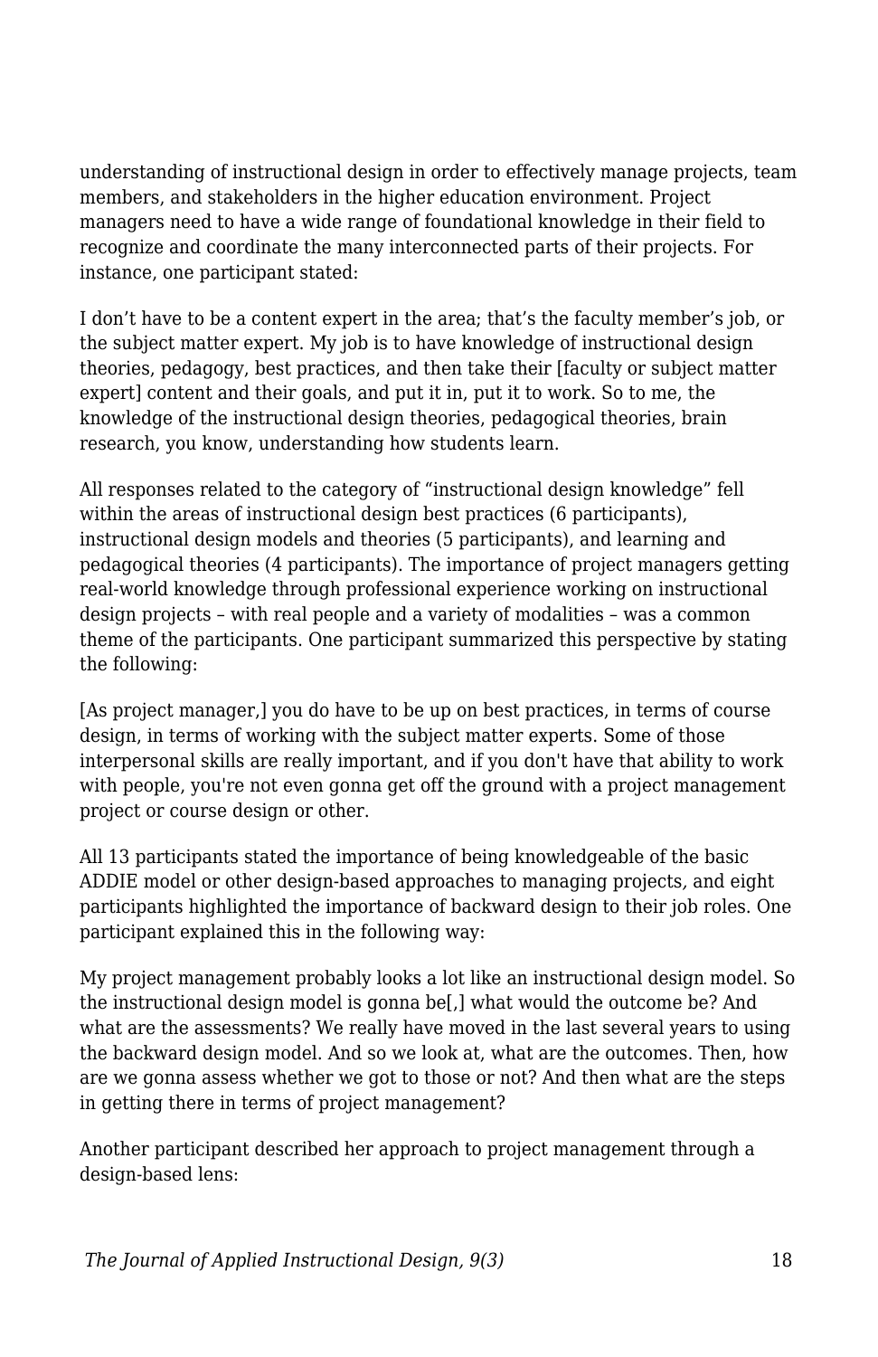understanding of instructional design in order to effectively manage projects, team members, and stakeholders in the higher education environment. Project managers need to have a wide range of foundational knowledge in their field to recognize and coordinate the many interconnected parts of their projects. For instance, one participant stated:

I don't have to be a content expert in the area; that's the faculty member's job, or the subject matter expert. My job is to have knowledge of instructional design theories, pedagogy, best practices, and then take their [faculty or subject matter expert] content and their goals, and put it in, put it to work. So to me, the knowledge of the instructional design theories, pedagogical theories, brain research, you know, understanding how students learn.

All responses related to the category of "instructional design knowledge" fell within the areas of instructional design best practices (6 participants), instructional design models and theories (5 participants), and learning and pedagogical theories (4 participants). The importance of project managers getting real-world knowledge through professional experience working on instructional design projects – with real people and a variety of modalities – was a common theme of the participants. One participant summarized this perspective by stating the following:

[As project manager,] you do have to be up on best practices, in terms of course design, in terms of working with the subject matter experts. Some of those interpersonal skills are really important, and if you don't have that ability to work with people, you're not even gonna get off the ground with a project management project or course design or other.

All 13 participants stated the importance of being knowledgeable of the basic ADDIE model or other design-based approaches to managing projects, and eight participants highlighted the importance of backward design to their job roles. One participant explained this in the following way:

My project management probably looks a lot like an instructional design model. So the instructional design model is gonna be[,] what would the outcome be? And what are the assessments? We really have moved in the last several years to using the backward design model. And so we look at, what are the outcomes. Then, how are we gonna assess whether we got to those or not? And then what are the steps in getting there in terms of project management?

Another participant described her approach to project management through a design-based lens: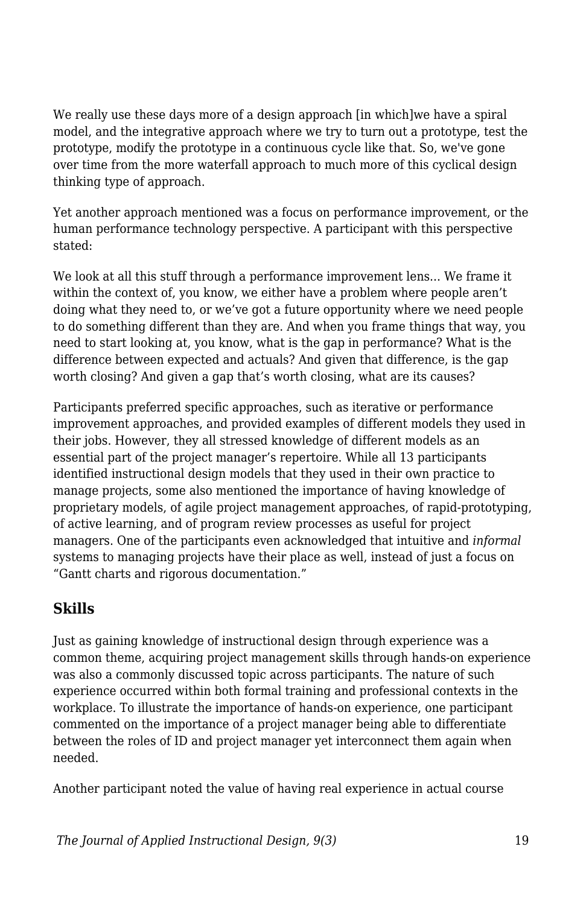We really use these days more of a design approach [in which]we have a spiral model, and the integrative approach where we try to turn out a prototype, test the prototype, modify the prototype in a continuous cycle like that. So, we've gone over time from the more waterfall approach to much more of this cyclical design thinking type of approach.

Yet another approach mentioned was a focus on performance improvement, or the human performance technology perspective. A participant with this perspective stated:

We look at all this stuff through a performance improvement lens… We frame it within the context of, you know, we either have a problem where people aren't doing what they need to, or we've got a future opportunity where we need people to do something different than they are. And when you frame things that way, you need to start looking at, you know, what is the gap in performance? What is the difference between expected and actuals? And given that difference, is the gap worth closing? And given a gap that's worth closing, what are its causes?

Participants preferred specific approaches, such as iterative or performance improvement approaches, and provided examples of different models they used in their jobs. However, they all stressed knowledge of different models as an essential part of the project manager's repertoire. While all 13 participants identified instructional design models that they used in their own practice to manage projects, some also mentioned the importance of having knowledge of proprietary models, of agile project management approaches, of rapid-prototyping, of active learning, and of program review processes as useful for project managers. One of the participants even acknowledged that intuitive and *informal* systems to managing projects have their place as well, instead of just a focus on "Gantt charts and rigorous documentation."

## Skills

Just as gaining knowledge of instructional design through experience was a common theme, acquiring project management skills through hands-on experience was also a commonly discussed topic across participants. The nature of such experience occurred within both formal training and professional contexts in the workplace. To illustrate the importance of hands-on experience, one participant commented on the importance of a project manager being able to differentiate between the roles of ID and project manager yet interconnect them again when needed.

Another participant noted the value of having real experience in actual course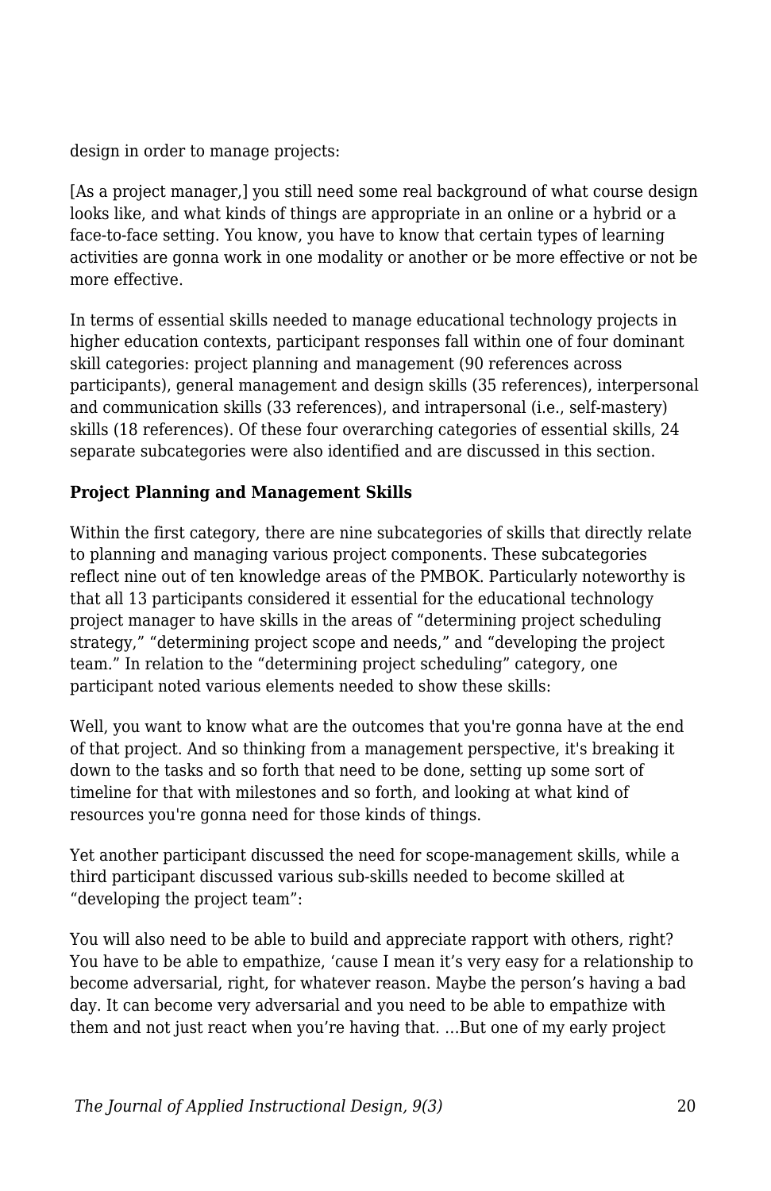design in order to manage projects:

[As a project manager,] you still need some real background of what course design looks like, and what kinds of things are appropriate in an online or a hybrid or a face-to-face setting. You know, you have to know that certain types of learning activities are gonna work in one modality or another or be more effective or not be more effective.

In terms of essential skills needed to manage educational technology projects in higher education contexts, participant responses fall within one of four dominant skill categories: project planning and management (90 references across participants), general management and design skills (35 references), interpersonal and communication skills (33 references), and intrapersonal (i.e., self-mastery) skills (18 references). Of these four overarching categories of essential skills, 24 separate subcategories were also identified and are discussed in this section.

**Project Planning and Management Skills**

Within the first category, there are nine subcategories of skills that directly relate to planning and managing various project components. These subcategories reflect nine out of ten knowledge areas of the PMBOK. Particularly noteworthy is that all 13 participants considered it essential for the educational technology project manager to have skills in the areas of "determining project scheduling strategy," "determining project scope and needs," and "developing the project team." In relation to the "determining project scheduling" category, one participant noted various elements needed to show these skills:

Well, you want to know what are the outcomes that you're gonna have at the end of that project. And so thinking from a management perspective, it's breaking it down to the tasks and so forth that need to be done, setting up some sort of timeline for that with milestones and so forth, and looking at what kind of resources you're gonna need for those kinds of things.

Yet another participant discussed the need for scope-management skills, while a third participant discussed various sub-skills needed to become skilled at "developing the project team":

You will also need to be able to build and appreciate rapport with others, right? You have to be able to empathize, 'cause I mean it's very easy for a relationship to become adversarial, right, for whatever reason. Maybe the person's having a bad day. It can become very adversarial and you need to be able to empathize with them and not just react when you're having that. …But one of my early project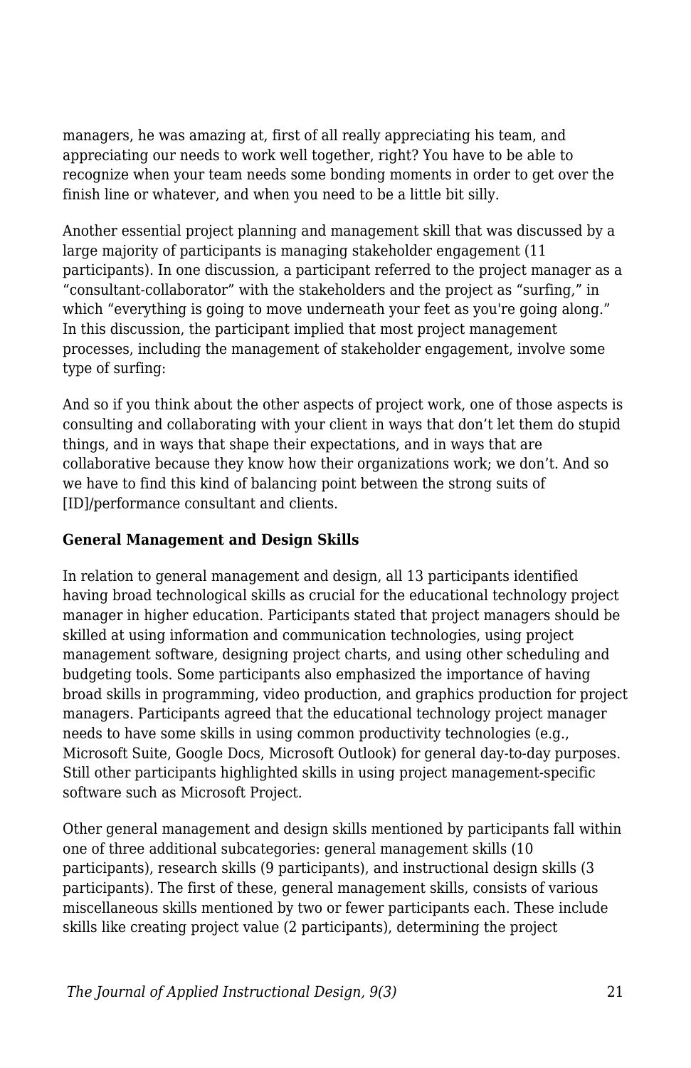managers, he was amazing at, first of all really appreciating his team, and appreciating our needs to work well together, right? You have to be able to recognize when your team needs some bonding moments in order to get over the finish line or whatever, and when you need to be a little bit silly.

Another essential project planning and management skill that was discussed by a large majority of participants is managing stakeholder engagement (11 participants). In one discussion, a participant referred to the project manager as a "consultant-collaborator" with the stakeholders and the project as "surfing," in which "everything is going to move underneath your feet as you're going along." In this discussion, the participant implied that most project management processes, including the management of stakeholder engagement, involve some type of surfing:

And so if you think about the other aspects of project work, one of those aspects is consulting and collaborating with your client in ways that don't let them do stupid things, and in ways that shape their expectations, and in ways that are collaborative because they know how their organizations work; we don't. And so we have to find this kind of balancing point between the strong suits of [ID]/performance consultant and clients.

**General Management and Design Skills**

In relation to general management and design, all 13 participants identified having broad technological skills as crucial for the educational technology project manager in higher education. Participants stated that project managers should be skilled at using information and communication technologies, using project management software, designing project charts, and using other scheduling and budgeting tools. Some participants also emphasized the importance of having broad skills in programming, video production, and graphics production for project managers. Participants agreed that the educational technology project manager needs to have some skills in using common productivity technologies (e.g., Microsoft Suite, Google Docs, Microsoft Outlook) for general day-to-day purposes. Still other participants highlighted skills in using project management-specific software such as Microsoft Project.

Other general management and design skills mentioned by participants fall within one of three additional subcategories: general management skills (10 participants), research skills (9 participants), and instructional design skills (3 participants). The first of these, general management skills, consists of various miscellaneous skills mentioned by two or fewer participants each. These include skills like creating project value (2 participants), determining the project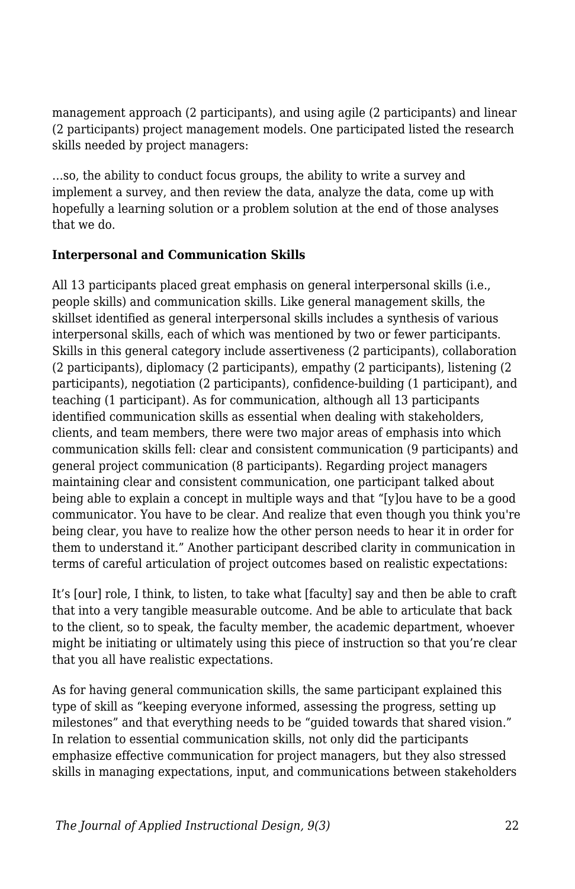management approach (2 participants), and using agile (2 participants) and linear (2 participants) project management models. One participated listed the research skills needed by project managers:

…so, the ability to conduct focus groups, the ability to write a survey and implement a survey, and then review the data, analyze the data, come up with hopefully a learning solution or a problem solution at the end of those analyses that we do.

**Interpersonal and Communication Skills**

All 13 participants placed great emphasis on general interpersonal skills (i.e., people skills) and communication skills. Like general management skills, the skillset identified as general interpersonal skills includes a synthesis of various interpersonal skills, each of which was mentioned by two or fewer participants. Skills in this general category include assertiveness (2 participants), collaboration (2 participants), diplomacy (2 participants), empathy (2 participants), listening (2 participants), negotiation (2 participants), confidence-building (1 participant), and teaching (1 participant). As for communication, although all 13 participants identified communication skills as essential when dealing with stakeholders, clients, and team members, there were two major areas of emphasis into which communication skills fell: clear and consistent communication (9 participants) and general project communication (8 participants). Regarding project managers maintaining clear and consistent communication, one participant talked about being able to explain a concept in multiple ways and that "[y]ou have to be a good communicator. You have to be clear. And realize that even though you think you're being clear, you have to realize how the other person needs to hear it in order for them to understand it." Another participant described clarity in communication in terms of careful articulation of project outcomes based on realistic expectations:

It's [our] role, I think, to listen, to take what [faculty] say and then be able to craft that into a very tangible measurable outcome. And be able to articulate that back to the client, so to speak, the faculty member, the academic department, whoever might be initiating or ultimately using this piece of instruction so that you're clear that you all have realistic expectations.

As for having general communication skills, the same participant explained this type of skill as "keeping everyone informed, assessing the progress, setting up milestones" and that everything needs to be "guided towards that shared vision." In relation to essential communication skills, not only did the participants emphasize effective communication for project managers, but they also stressed skills in managing expectations, input, and communications between stakeholders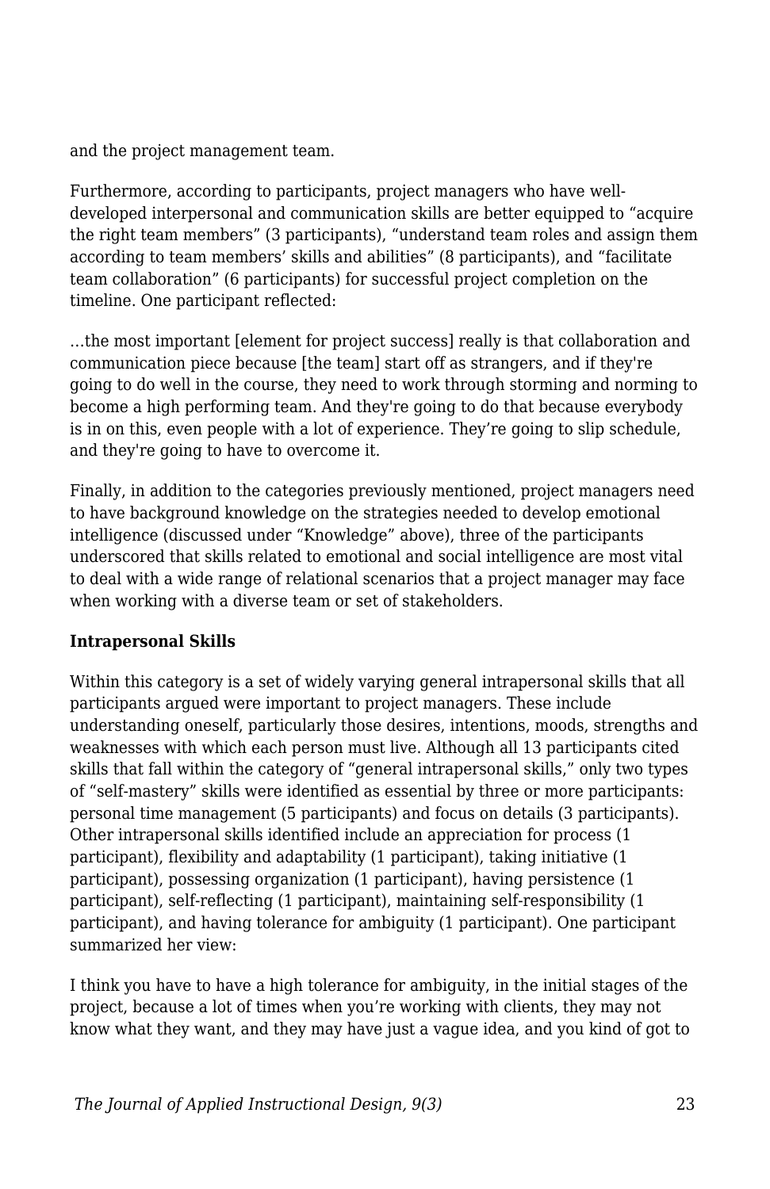and the project management team.

Furthermore, according to participants, project managers who have well-developed interpersonal and communication skills are better equipped to “acquire the right team members” (3 participants), “understand team roles and assign them according to team members’ skills and abilities” (8 participants), and “facilitate team collaboration” (6 participants) for successful project completion on the timeline. One participant reflected:

…the most important [element for project success] really is that collaboration and communication piece because [the team] start off as strangers, and if they're going to do well in the course, they need to work through storming and norming to become a high performing team. And they're going to do that because everybody is in on this, even people with a lot of experience. They’re going to slip schedule, and they're going to have to overcome it.

Finally, in addition to the categories previously mentioned, project managers need to have background knowledge on the strategies needed to develop emotional intelligence (discussed under “Knowledge” above), three of the participants underscored that skills related to emotional and social intelligence are most vital to deal with a wide range of relational scenarios that a project manager may face when working with a diverse team or set of stakeholders.

**Intrapersonal Skills**

Within this category is a set of widely varying general intrapersonal skills that all participants argued were important to project managers. These include understanding oneself, particularly those desires, intentions, moods, strengths and weaknesses with which each person must live. Although all 13 participants cited skills that fall within the category of “general intrapersonal skills,” only two types of “self-mastery” skills were identified as essential by three or more participants: personal time management (5 participants) and focus on details (3 participants). Other intrapersonal skills identified include an appreciation for process (1 participant), flexibility and adaptability (1 participant), taking initiative (1 participant), possessing organization (1 participant), having persistence (1 participant), self-reflecting (1 participant), maintaining self-responsibility (1 participant), and having tolerance for ambiguity (1 participant). One participant summarized her view:

I think you have to have a high tolerance for ambiguity, in the initial stages of the project, because a lot of times when you’re working with clients, they may not know what they want, and they may have just a vague idea, and you kind of got to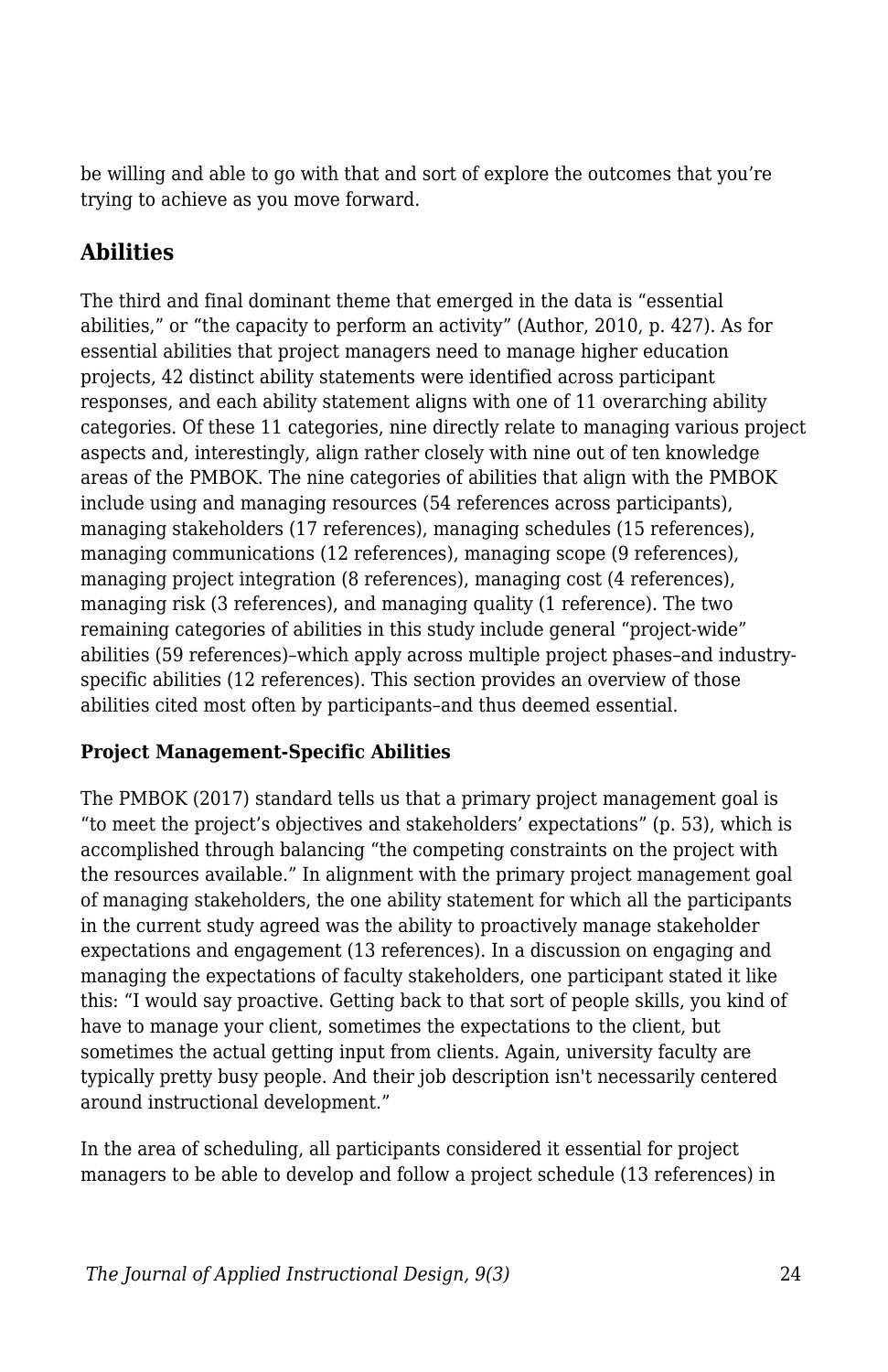be willing and able to go with that and sort of explore the outcomes that you're trying to achieve as you move forward.

## Abilities

The third and final dominant theme that emerged in the data is "essential abilities," or "the capacity to perform an activity" (Author, 2010, p. 427). As for essential abilities that project managers need to manage higher education projects, 42 distinct ability statements were identified across participant responses, and each ability statement aligns with one of 11 overarching ability categories. Of these 11 categories, nine directly relate to managing various project aspects and, interestingly, align rather closely with nine out of ten knowledge areas of the PMBOK. The nine categories of abilities that align with the PMBOK include using and managing resources (54 references across participants), managing stakeholders (17 references), managing schedules (15 references), managing communications (12 references), managing scope (9 references), managing project integration (8 references), managing cost (4 references), managing risk (3 references), and managing quality (1 reference). The two remaining categories of abilities in this study include general "project-wide" abilities (59 references)–which apply across multiple project phases–and industry-specific abilities (12 references). This section provides an overview of those abilities cited most often by participants–and thus deemed essential.

### Project Management-Specific Abilities

The PMBOK (2017) standard tells us that a primary project management goal is "to meet the project's objectives and stakeholders' expectations" (p. 53), which is accomplished through balancing "the competing constraints on the project with the resources available." In alignment with the primary project management goal of managing stakeholders, the one ability statement for which all the participants in the current study agreed was the ability to proactively manage stakeholder expectations and engagement (13 references). In a discussion on engaging and managing the expectations of faculty stakeholders, one participant stated it like this: "I would say proactive. Getting back to that sort of people skills, you kind of have to manage your client, sometimes the expectations to the client, but sometimes the actual getting input from clients. Again, university faculty are typically pretty busy people. And their job description isn't necessarily centered around instructional development."

In the area of scheduling, all participants considered it essential for project managers to be able to develop and follow a project schedule (13 references) in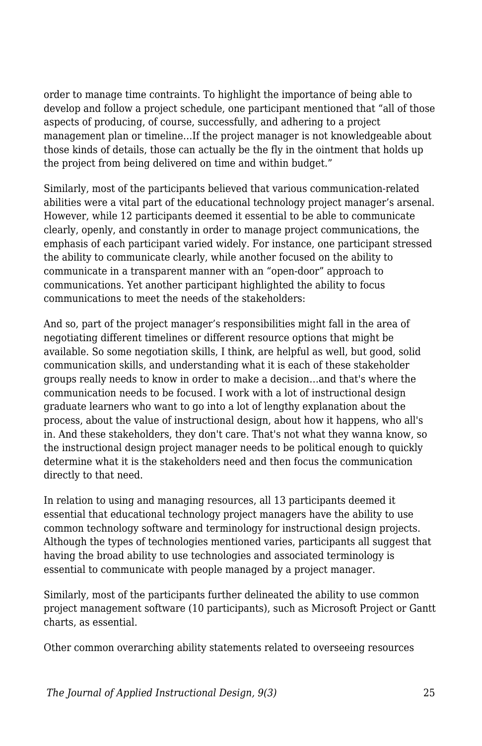order to manage time contraints. To highlight the importance of being able to develop and follow a project schedule, one participant mentioned that “all of those aspects of producing, of course, successfully, and adhering to a project management plan or timeline…If the project manager is not knowledgeable about those kinds of details, those can actually be the fly in the ointment that holds up the project from being delivered on time and within budget.”

Similarly, most of the participants believed that various communication-related abilities were a vital part of the educational technology project manager’s arsenal. However, while 12 participants deemed it essential to be able to communicate clearly, openly, and constantly in order to manage project communications, the emphasis of each participant varied widely. For instance, one participant stressed the ability to communicate clearly, while another focused on the ability to communicate in a transparent manner with an “open-door” approach to communications. Yet another participant highlighted the ability to focus communications to meet the needs of the stakeholders:

And so, part of the project manager’s responsibilities might fall in the area of negotiating different timelines or different resource options that might be available. So some negotiation skills, I think, are helpful as well, but good, solid communication skills, and understanding what it is each of these stakeholder groups really needs to know in order to make a decision…and that's where the communication needs to be focused. I work with a lot of instructional design graduate learners who want to go into a lot of lengthy explanation about the process, about the value of instructional design, about how it happens, who all's in. And these stakeholders, they don't care. That's not what they wanna know, so the instructional design project manager needs to be political enough to quickly determine what it is the stakeholders need and then focus the communication directly to that need.

In relation to using and managing resources, all 13 participants deemed it essential that educational technology project managers have the ability to use common technology software and terminology for instructional design projects. Although the types of technologies mentioned varies, participants all suggest that having the broad ability to use technologies and associated terminology is essential to communicate with people managed by a project manager.

Similarly, most of the participants further delineated the ability to use common project management software (10 participants), such as Microsoft Project or Gantt charts, as essential.

Other common overarching ability statements related to overseeing resources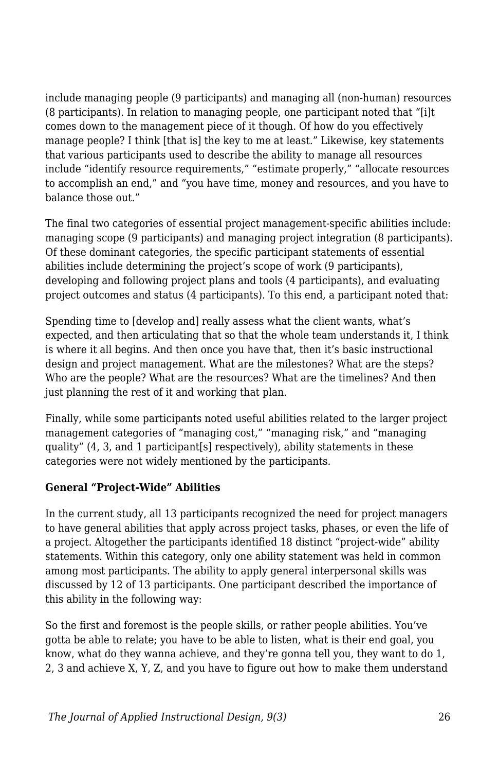include managing people (9 participants) and managing all (non-human) resources (8 participants). In relation to managing people, one participant noted that "[i]t comes down to the management piece of it though. Of how do you effectively manage people? I think [that is] the key to me at least." Likewise, key statements that various participants used to describe the ability to manage all resources include "identify resource requirements," "estimate properly," "allocate resources to accomplish an end," and "you have time, money and resources, and you have to balance those out."

The final two categories of essential project management-specific abilities include: managing scope (9 participants) and managing project integration (8 participants). Of these dominant categories, the specific participant statements of essential abilities include determining the project's scope of work (9 participants), developing and following project plans and tools (4 participants), and evaluating project outcomes and status (4 participants). To this end, a participant noted that:

Spending time to [develop and] really assess what the client wants, what's expected, and then articulating that so that the whole team understands it, I think is where it all begins. And then once you have that, then it's basic instructional design and project management. What are the milestones? What are the steps? Who are the people? What are the resources? What are the timelines? And then just planning the rest of it and working that plan.

Finally, while some participants noted useful abilities related to the larger project management categories of "managing cost," "managing risk," and "managing quality" (4, 3, and 1 participant[s] respectively), ability statements in these categories were not widely mentioned by the participants.

**General "Project-Wide" Abilities**

In the current study, all 13 participants recognized the need for project managers to have general abilities that apply across project tasks, phases, or even the life of a project. Altogether the participants identified 18 distinct "project-wide" ability statements. Within this category, only one ability statement was held in common among most participants. The ability to apply general interpersonal skills was discussed by 12 of 13 participants. One participant described the importance of this ability in the following way:

So the first and foremost is the people skills, or rather people abilities. You've gotta be able to relate; you have to be able to listen, what is their end goal, you know, what do they wanna achieve, and they're gonna tell you, they want to do 1, 2, 3 and achieve X, Y, Z, and you have to figure out how to make them understand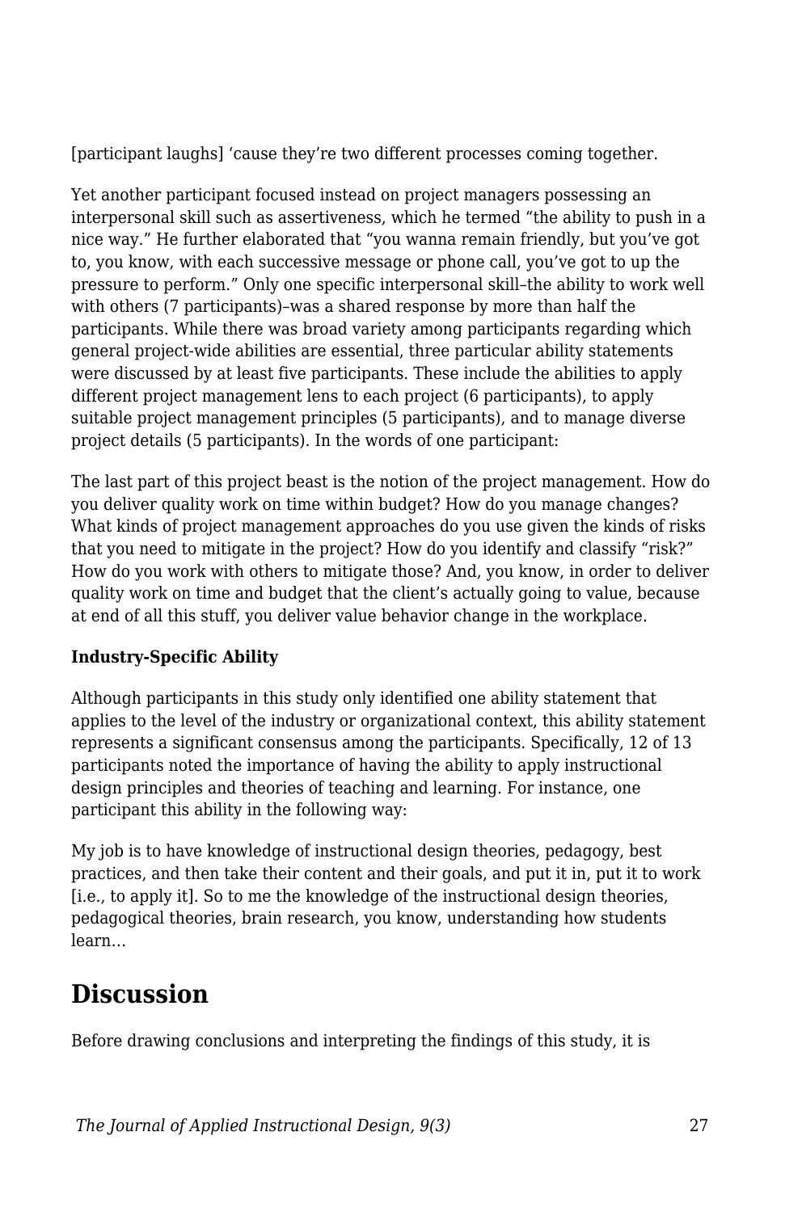[participant laughs] ‘cause they’re two different processes coming together.

Yet another participant focused instead on project managers possessing an interpersonal skill such as assertiveness, which he termed “the ability to push in a nice way.” He further elaborated that “you wanna remain friendly, but you’ve got to, you know, with each successive message or phone call, you’ve got to up the pressure to perform.” Only one specific interpersonal skill–the ability to work well with others (7 participants)–was a shared response by more than half the participants. While there was broad variety among participants regarding which general project-wide abilities are essential, three particular ability statements were discussed by at least five participants. These include the abilities to apply different project management lens to each project (6 participants), to apply suitable project management principles (5 participants), and to manage diverse project details (5 participants). In the words of one participant:

The last part of this project beast is the notion of the project management. How do you deliver quality work on time within budget? How do you manage changes? What kinds of project management approaches do you use given the kinds of risks that you need to mitigate in the project? How do you identify and classify “risk?” How do you work with others to mitigate those? And, you know, in order to deliver quality work on time and budget that the client’s actually going to value, because at end of all this stuff, you deliver value behavior change in the workplace.

**Industry-Specific Ability**

Although participants in this study only identified one ability statement that applies to the level of the industry or organizational context, this ability statement represents a significant consensus among the participants. Specifically, 12 of 13 participants noted the importance of having the ability to apply instructional design principles and theories of teaching and learning. For instance, one participant this ability in the following way:

My job is to have knowledge of instructional design theories, pedagogy, best practices, and then take their content and their goals, and put it in, put it to work [i.e., to apply it]. So to me the knowledge of the instructional design theories, pedagogical theories, brain research, you know, understanding how students learn…

## Discussion

Before drawing conclusions and interpreting the findings of this study, it is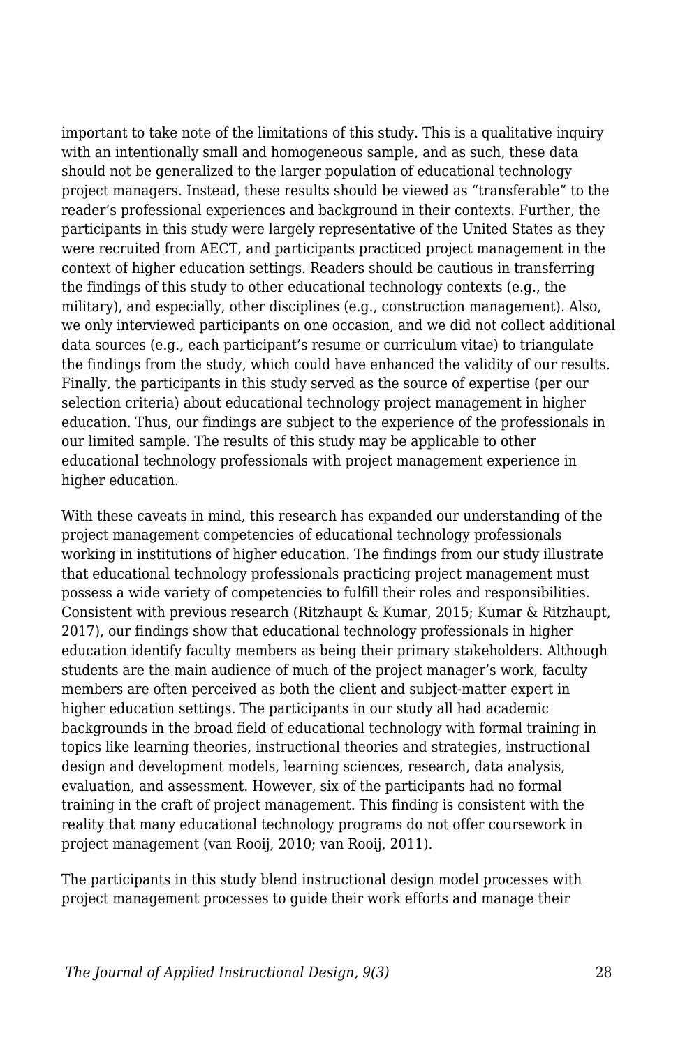important to take note of the limitations of this study. This is a qualitative inquiry with an intentionally small and homogeneous sample, and as such, these data should not be generalized to the larger population of educational technology project managers. Instead, these results should be viewed as “transferable” to the reader’s professional experiences and background in their contexts. Further, the participants in this study were largely representative of the United States as they were recruited from AECT, and participants practiced project management in the context of higher education settings. Readers should be cautious in transferring the findings of this study to other educational technology contexts (e.g., the military), and especially, other disciplines (e.g., construction management). Also, we only interviewed participants on one occasion, and we did not collect additional data sources (e.g., each participant’s resume or curriculum vitae) to triangulate the findings from the study, which could have enhanced the validity of our results. Finally, the participants in this study served as the source of expertise (per our selection criteria) about educational technology project management in higher education. Thus, our findings are subject to the experience of the professionals in our limited sample. The results of this study may be applicable to other educational technology professionals with project management experience in higher education.

With these caveats in mind, this research has expanded our understanding of the project management competencies of educational technology professionals working in institutions of higher education. The findings from our study illustrate that educational technology professionals practicing project management must possess a wide variety of competencies to fulfill their roles and responsibilities. Consistent with previous research (Ritzhaupt & Kumar, 2015; Kumar & Ritzhaupt, 2017), our findings show that educational technology professionals in higher education identify faculty members as being their primary stakeholders. Although students are the main audience of much of the project manager’s work, faculty members are often perceived as both the client and subject-matter expert in higher education settings. The participants in our study all had academic backgrounds in the broad field of educational technology with formal training in topics like learning theories, instructional theories and strategies, instructional design and development models, learning sciences, research, data analysis, evaluation, and assessment. However, six of the participants had no formal training in the craft of project management. This finding is consistent with the reality that many educational technology programs do not offer coursework in project management (van Rooij, 2010; van Rooij, 2011).

The participants in this study blend instructional design model processes with project management processes to guide their work efforts and manage their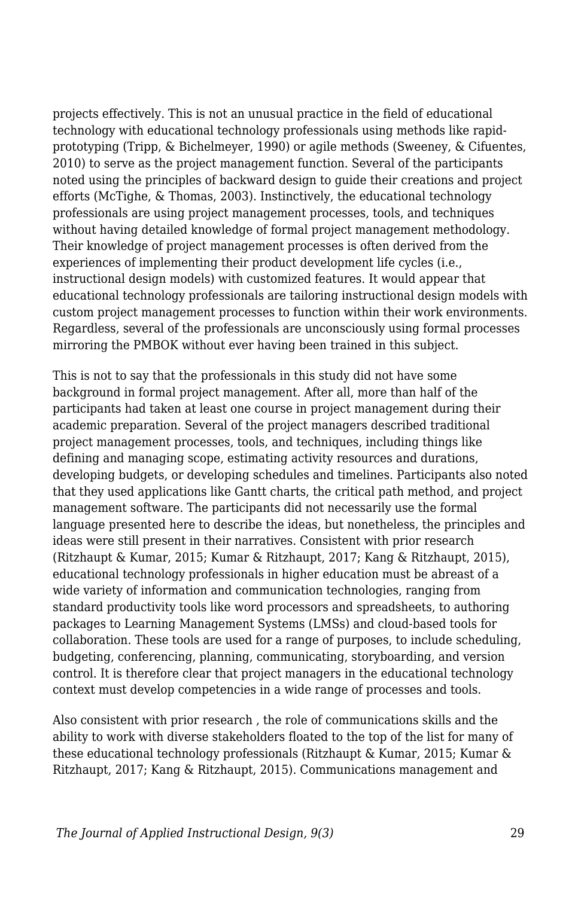projects effectively. This is not an unusual practice in the field of educational technology with educational technology professionals using methods like rapid-prototyping (Tripp, & Bichelmeyer, 1990) or agile methods (Sweeney, & Cifuentes, 2010) to serve as the project management function. Several of the participants noted using the principles of backward design to guide their creations and project efforts (McTighe, & Thomas, 2003). Instinctively, the educational technology professionals are using project management processes, tools, and techniques without having detailed knowledge of formal project management methodology. Their knowledge of project management processes is often derived from the experiences of implementing their product development life cycles (i.e., instructional design models) with customized features. It would appear that educational technology professionals are tailoring instructional design models with custom project management processes to function within their work environments. Regardless, several of the professionals are unconsciously using formal processes mirroring the PMBOK without ever having been trained in this subject.

This is not to say that the professionals in this study did not have some background in formal project management. After all, more than half of the participants had taken at least one course in project management during their academic preparation. Several of the project managers described traditional project management processes, tools, and techniques, including things like defining and managing scope, estimating activity resources and durations, developing budgets, or developing schedules and timelines. Participants also noted that they used applications like Gantt charts, the critical path method, and project management software. The participants did not necessarily use the formal language presented here to describe the ideas, but nonetheless, the principles and ideas were still present in their narratives. Consistent with prior research (Ritzhaupt & Kumar, 2015; Kumar & Ritzhaupt, 2017; Kang & Ritzhaupt, 2015), educational technology professionals in higher education must be abreast of a wide variety of information and communication technologies, ranging from standard productivity tools like word processors and spreadsheets, to authoring packages to Learning Management Systems (LMSs) and cloud-based tools for collaboration. These tools are used for a range of purposes, to include scheduling, budgeting, conferencing, planning, communicating, storyboarding, and version control. It is therefore clear that project managers in the educational technology context must develop competencies in a wide range of processes and tools.

Also consistent with prior research , the role of communications skills and the ability to work with diverse stakeholders floated to the top of the list for many of these educational technology professionals (Ritzhaupt & Kumar, 2015; Kumar & Ritzhaupt, 2017; Kang & Ritzhaupt, 2015). Communications management and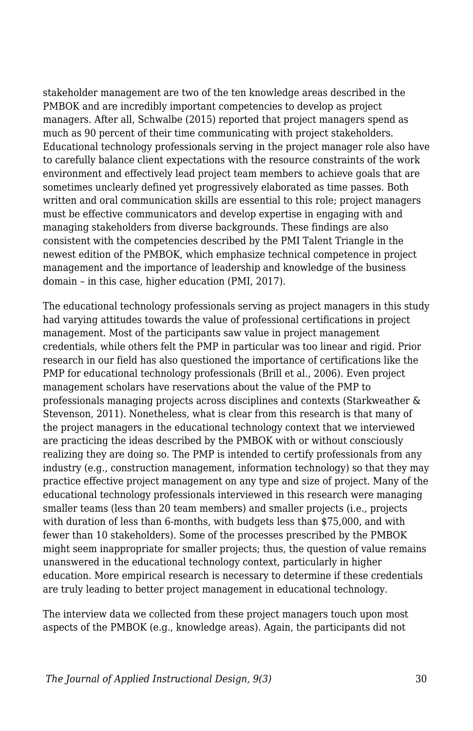stakeholder management are two of the ten knowledge areas described in the PMBOK and are incredibly important competencies to develop as project managers. After all, Schwalbe (2015) reported that project managers spend as much as 90 percent of their time communicating with project stakeholders. Educational technology professionals serving in the project manager role also have to carefully balance client expectations with the resource constraints of the work environment and effectively lead project team members to achieve goals that are sometimes unclearly defined yet progressively elaborated as time passes. Both written and oral communication skills are essential to this role; project managers must be effective communicators and develop expertise in engaging with and managing stakeholders from diverse backgrounds. These findings are also consistent with the competencies described by the PMI Talent Triangle in the newest edition of the PMBOK, which emphasize technical competence in project management and the importance of leadership and knowledge of the business domain – in this case, higher education (PMI, 2017).

The educational technology professionals serving as project managers in this study had varying attitudes towards the value of professional certifications in project management. Most of the participants saw value in project management credentials, while others felt the PMP in particular was too linear and rigid. Prior research in our field has also questioned the importance of certifications like the PMP for educational technology professionals (Brill et al., 2006). Even project management scholars have reservations about the value of the PMP to professionals managing projects across disciplines and contexts (Starkweather & Stevenson, 2011). Nonetheless, what is clear from this research is that many of the project managers in the educational technology context that we interviewed are practicing the ideas described by the PMBOK with or without consciously realizing they are doing so. The PMP is intended to certify professionals from any industry (e.g., construction management, information technology) so that they may practice effective project management on any type and size of project. Many of the educational technology professionals interviewed in this research were managing smaller teams (less than 20 team members) and smaller projects (i.e., projects with duration of less than 6-months, with budgets less than $75,000, and with fewer than 10 stakeholders). Some of the processes prescribed by the PMBOK might seem inappropriate for smaller projects; thus, the question of value remains unanswered in the educational technology context, particularly in higher education. More empirical research is necessary to determine if these credentials are truly leading to better project management in educational technology.

The interview data we collected from these project managers touch upon most aspects of the PMBOK (e.g., knowledge areas). Again, the participants did not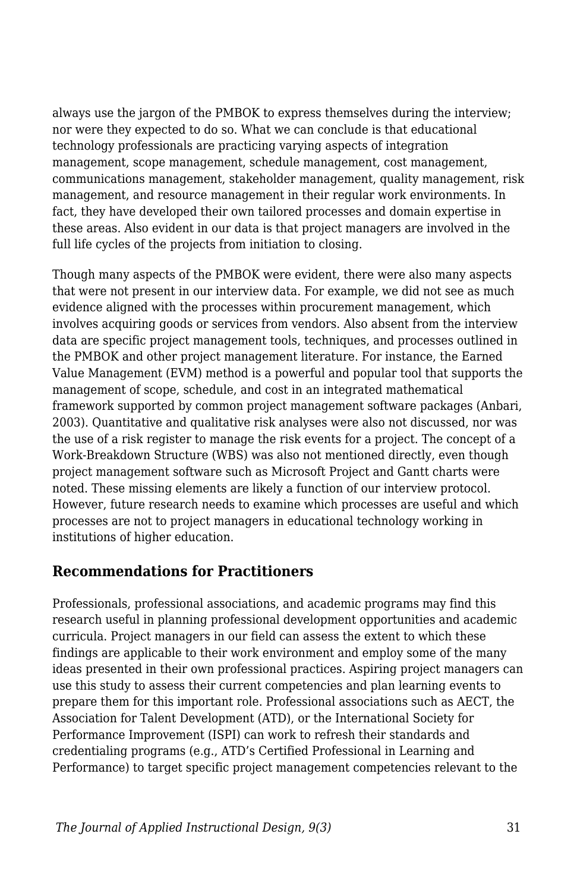always use the jargon of the PMBOK to express themselves during the interview; nor were they expected to do so. What we can conclude is that educational technology professionals are practicing varying aspects of integration management, scope management, schedule management, cost management, communications management, stakeholder management, quality management, risk management, and resource management in their regular work environments. In fact, they have developed their own tailored processes and domain expertise in these areas. Also evident in our data is that project managers are involved in the full life cycles of the projects from initiation to closing.

Though many aspects of the PMBOK were evident, there were also many aspects that were not present in our interview data. For example, we did not see as much evidence aligned with the processes within procurement management, which involves acquiring goods or services from vendors. Also absent from the interview data are specific project management tools, techniques, and processes outlined in the PMBOK and other project management literature. For instance, the Earned Value Management (EVM) method is a powerful and popular tool that supports the management of scope, schedule, and cost in an integrated mathematical framework supported by common project management software packages (Anbari, 2003). Quantitative and qualitative risk analyses were also not discussed, nor was the use of a risk register to manage the risk events for a project. The concept of a Work-Breakdown Structure (WBS) was also not mentioned directly, even though project management software such as Microsoft Project and Gantt charts were noted. These missing elements are likely a function of our interview protocol. However, future research needs to examine which processes are useful and which processes are not to project managers in educational technology working in institutions of higher education.

## Recommendations for Practitioners

Professionals, professional associations, and academic programs may find this research useful in planning professional development opportunities and academic curricula. Project managers in our field can assess the extent to which these findings are applicable to their work environment and employ some of the many ideas presented in their own professional practices. Aspiring project managers can use this study to assess their current competencies and plan learning events to prepare them for this important role. Professional associations such as AECT, the Association for Talent Development (ATD), or the International Society for Performance Improvement (ISPI) can work to refresh their standards and credentialing programs (e.g., ATD's Certified Professional in Learning and Performance) to target specific project management competencies relevant to the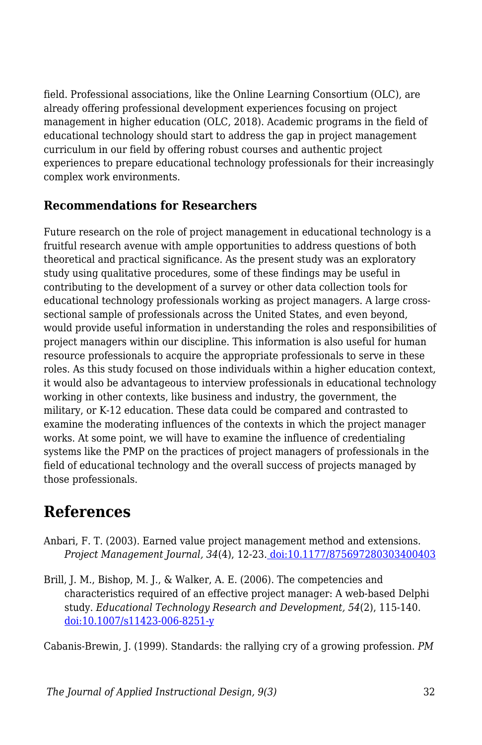field. Professional associations, like the Online Learning Consortium (OLC), are already offering professional development experiences focusing on project management in higher education (OLC, 2018). Academic programs in the field of educational technology should start to address the gap in project management curriculum in our field by offering robust courses and authentic project experiences to prepare educational technology professionals for their increasingly complex work environments.

### Recommendations for Researchers

Future research on the role of project management in educational technology is a fruitful research avenue with ample opportunities to address questions of both theoretical and practical significance. As the present study was an exploratory study using qualitative procedures, some of these findings may be useful in contributing to the development of a survey or other data collection tools for educational technology professionals working as project managers. A large cross-sectional sample of professionals across the United States, and even beyond, would provide useful information in understanding the roles and responsibilities of project managers within our discipline. This information is also useful for human resource professionals to acquire the appropriate professionals to serve in these roles. As this study focused on those individuals within a higher education context, it would also be advantageous to interview professionals in educational technology working in other contexts, like business and industry, the government, the military, or K-12 education. These data could be compared and contrasted to examine the moderating influences of the contexts in which the project manager works. At some point, we will have to examine the influence of credentialing systems like the PMP on the practices of project managers of professionals in the field of educational technology and the overall success of projects managed by those professionals.

## References

Anbari, F. T. (2003). Earned value project management method and extensions. *Project Management Journal, 34*(4), 12-23. doi:10.1177/875697280303400403

Brill, J. M., Bishop, M. J., & Walker, A. E. (2006). The competencies and characteristics required of an effective project manager: A web-based Delphi study. *Educational Technology Research and Development, 54*(2), 115-140. doi:10.1007/s11423-006-8251-y

Cabanis-Brewin, J. (1999). Standards: the rallying cry of a growing profession. *PM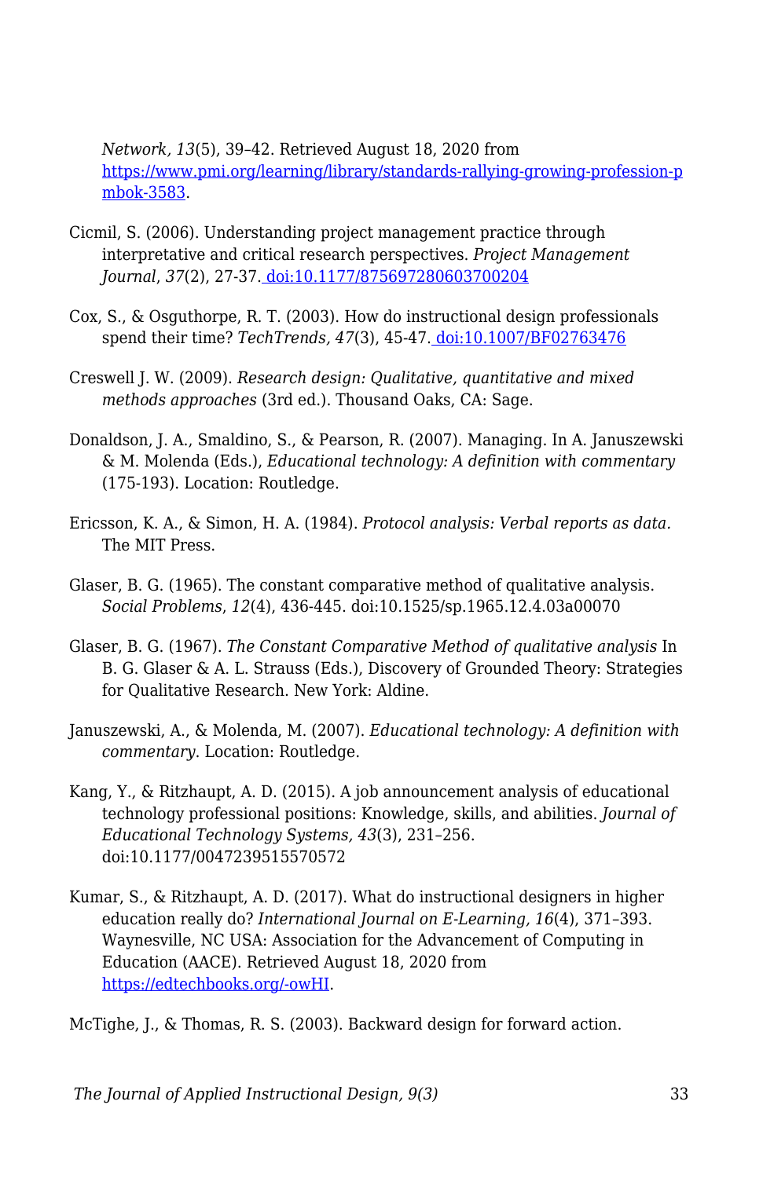*Network, 13*(5), 39–42. Retrieved August 18, 2020 from [https://www.pmi.org/learning/library/standards-rallying-growing-profession-pmbok-3583](https://www.pmi.org/learning/library/standards-rallying-growing-profession-pmbok-3583).

Cicmil, S. (2006). Understanding project management practice through interpretative and critical research perspectives. *Project Management Journal*, *37*(2), 27-37. [doi:10.1177/875697280603700204](https://doi.org/10.1177/875697280603700204)

Cox, S., & Osguthorpe, R. T. (2003). How do instructional design professionals spend their time? *TechTrends, 47*(3), 45-47. [doi:10.1007/BF02763476](https://doi.org/10.1007/BF02763476)

Creswell J. W. (2009). *Research design: Qualitative, quantitative and mixed methods approaches* (3rd ed.). Thousand Oaks, CA: Sage.

Donaldson, J. A., Smaldino, S., & Pearson, R. (2007). Managing. In A. Januszewski & M. Molenda (Eds.), *Educational technology: A definition with commentary* (175-193). Location: Routledge.

Ericsson, K. A., & Simon, H. A. (1984). *Protocol analysis: Verbal reports as data.* The MIT Press.

Glaser, B. G. (1965). The constant comparative method of qualitative analysis. *Social Problems*, *12*(4), 436-445. doi:10.1525/sp.1965.12.4.03a00070

Glaser, B. G. (1967). *The Constant Comparative Method of qualitative analysis* In B. G. Glaser & A. L. Strauss (Eds.), Discovery of Grounded Theory: Strategies for Qualitative Research. New York: Aldine.

Januszewski, A., & Molenda, M. (2007). *Educational technology: A definition with commentary.* Location: Routledge.

Kang, Y., & Ritzhaupt, A. D. (2015). A job announcement analysis of educational technology professional positions: Knowledge, skills, and abilities. *Journal of Educational Technology Systems, 43*(3), 231–256. doi:10.1177/0047239515570572

Kumar, S., & Ritzhaupt, A. D. (2017). What do instructional designers in higher education really do? *International Journal on E-Learning, 16*(4), 371–393. Waynesville, NC USA: Association for the Advancement of Computing in Education (AACE). Retrieved August 18, 2020 from [https://edtechbooks.org/-owHI](https://edtechbooks.org/-owHI).

McTighe, J., & Thomas, R. S. (2003). Backward design for forward action.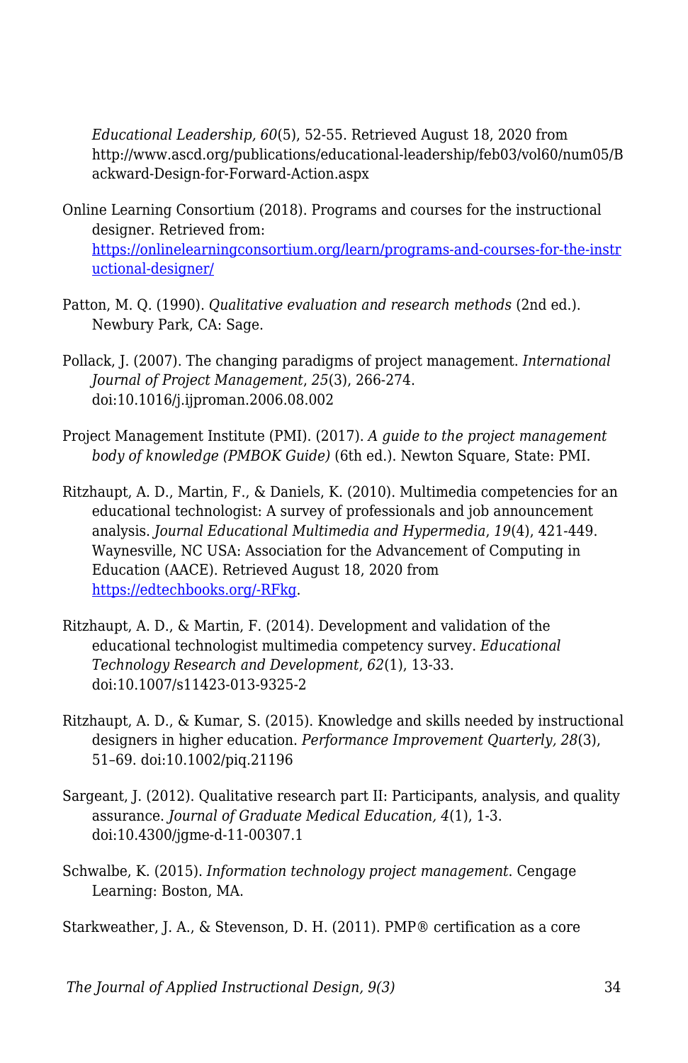*Educational Leadership, 60*(5), 52-55. Retrieved August 18, 2020 from http://www.ascd.org/publications/educational-leadership/feb03/vol60/num05/Backward-Design-for-Forward-Action.aspx

Online Learning Consortium (2018). Programs and courses for the instructional designer. Retrieved from: [https://onlinelearningconsortium.org/learn/programs-and-courses-for-the-instructional-designer/](https://onlinelearningconsortium.org/learn/programs-and-courses-for-the-instructional-designer/)

Patton, M. Q. (1990). *Qualitative evaluation and research methods* (2nd ed.). Newbury Park, CA: Sage.

Pollack, J. (2007). The changing paradigms of project management. *International Journal of Project Management*, *25*(3), 266-274. doi:10.1016/j.ijproman.2006.08.002

Project Management Institute (PMI). (2017). *A guide to the project management body of knowledge (PMBOK Guide)* (6th ed.). Newton Square, State: PMI.

Ritzhaupt, A. D., Martin, F., & Daniels, K. (2010). Multimedia competencies for an educational technologist: A survey of professionals and job announcement analysis. *Journal Educational Multimedia and Hypermedia*, *19*(4), 421-449. Waynesville, NC USA: Association for the Advancement of Computing in Education (AACE). Retrieved August 18, 2020 from [https://edtechbooks.org/-RFkg](https://edtechbooks.org/-RFkg).

Ritzhaupt, A. D., & Martin, F. (2014). Development and validation of the educational technologist multimedia competency survey. *Educational Technology Research and Development*, *62*(1), 13-33. doi:10.1007/s11423-013-9325-2

Ritzhaupt, A. D., & Kumar, S. (2015). Knowledge and skills needed by instructional designers in higher education. *Performance Improvement Quarterly, 28*(3), 51–69. doi:10.1002/piq.21196

Sargeant, J. (2012). Qualitative research part II: Participants, analysis, and quality assurance. *Journal of Graduate Medical Education, 4*(1), 1-3. doi:10.4300/jgme-d-11-00307.1

Schwalbe, K. (2015). *Information technology project management*. Cengage Learning: Boston, MA.

Starkweather, J. A., & Stevenson, D. H. (2011). PMP® certification as a core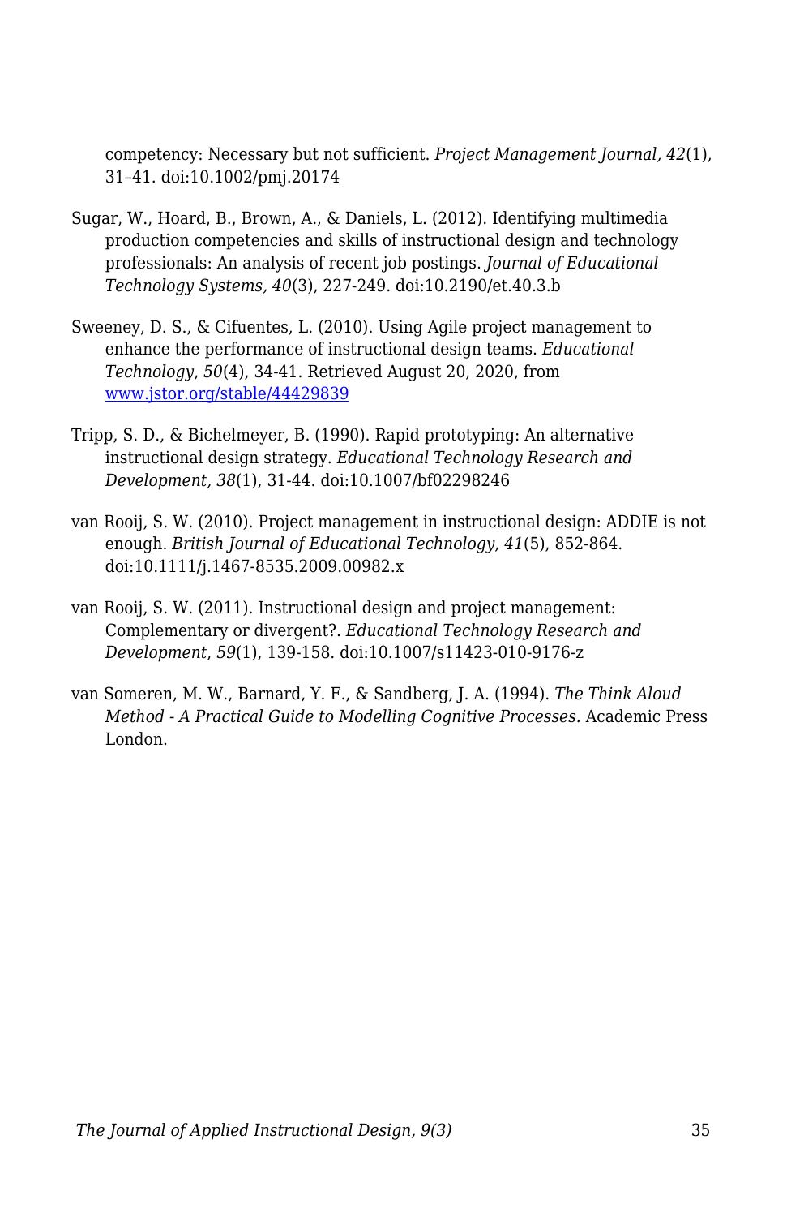competency: Necessary but not sufficient. *Project Management Journal, 42*(1), 31–41. doi:10.1002/pmj.20174

Sugar, W., Hoard, B., Brown, A., & Daniels, L. (2012). Identifying multimedia production competencies and skills of instructional design and technology professionals: An analysis of recent job postings. *Journal of Educational Technology Systems, 40*(3), 227-249. doi:10.2190/et.40.3.b

Sweeney, D. S., & Cifuentes, L. (2010). Using Agile project management to enhance the performance of instructional design teams. *Educational Technology*, *50*(4), 34-41. Retrieved August 20, 2020, from [www.jstor.org/stable/44429839](http://www.jstor.org/stable/44429839)

Tripp, S. D., & Bichelmeyer, B. (1990). Rapid prototyping: An alternative instructional design strategy. *Educational Technology Research and Development, 38*(1), 31-44. doi:10.1007/bf02298246

van Rooij, S. W. (2010). Project management in instructional design: ADDIE is not enough. *British Journal of Educational Technology*, *41*(5), 852-864. doi:10.1111/j.1467-8535.2009.00982.x

van Rooij, S. W. (2011). Instructional design and project management: Complementary or divergent?. *Educational Technology Research and Development*, *59*(1), 139-158. doi:10.1007/s11423-010-9176-z

van Someren, M. W., Barnard, Y. F., & Sandberg, J. A. (1994). *The Think Aloud Method - A Practical Guide to Modelling Cognitive Processes.* Academic Press London.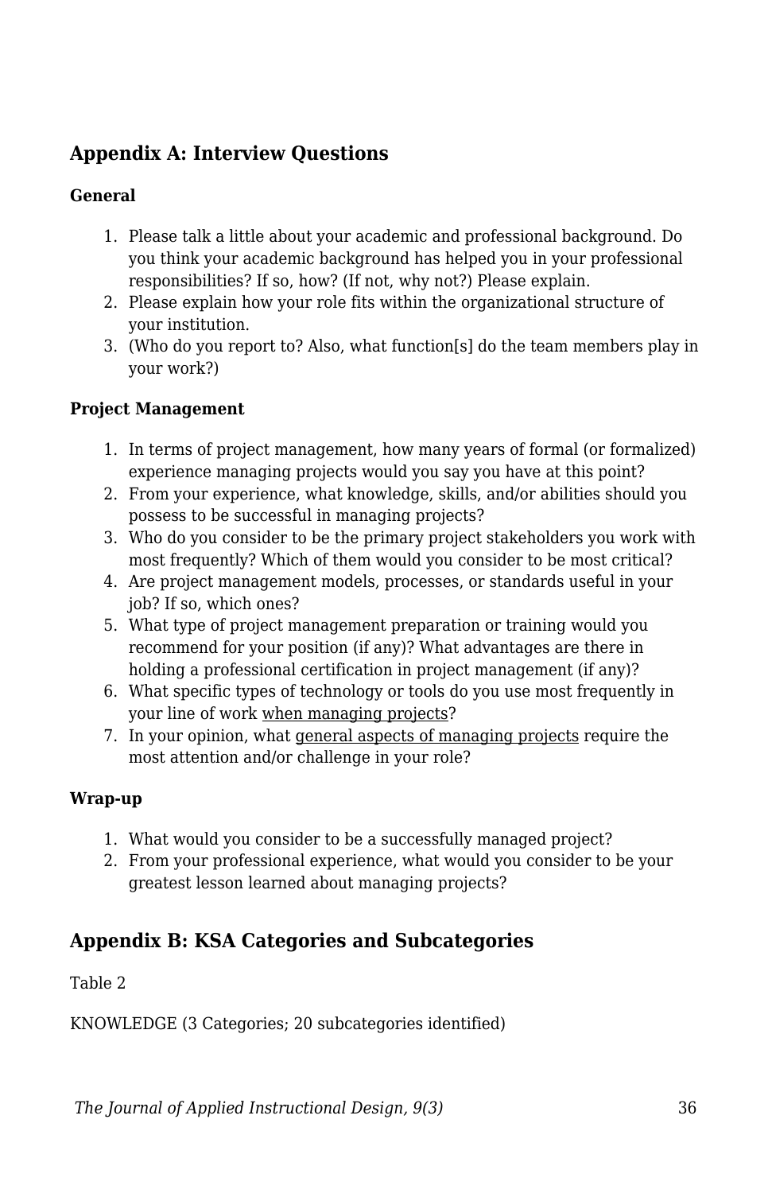## Appendix A: Interview Questions

**General**

1. Please talk a little about your academic and professional background. Do you think your academic background has helped you in your professional responsibilities? If so, how? (If not, why not?) Please explain.
2. Please explain how your role fits within the organizational structure of your institution.
3. (Who do you report to? Also, what function[s] do the team members play in your work?)

**Project Management**

1. In terms of project management, how many years of formal (or formalized) experience managing projects would you say you have at this point?
2. From your experience, what knowledge, skills, and/or abilities should you possess to be successful in managing projects?
3. Who do you consider to be the primary project stakeholders you work with most frequently? Which of them would you consider to be most critical?
4. Are project management models, processes, or standards useful in your job? If so, which ones?
5. What type of project management preparation or training would you recommend for your position (if any)? What advantages are there in holding a professional certification in project management (if any)?
6. What specific types of technology or tools do you use most frequently in your line of work <u>when managing projects</u>?
7. In your opinion, what <u>general aspects of managing projects</u> require the most attention and/or challenge in your role?

**Wrap-up**

1. What would you consider to be a successfully managed project?
2. From your professional experience, what would you consider to be your greatest lesson learned about managing projects?

## Appendix B: KSA Categories and Subcategories

Table 2

KNOWLEDGE (3 Categories; 20 subcategories identified)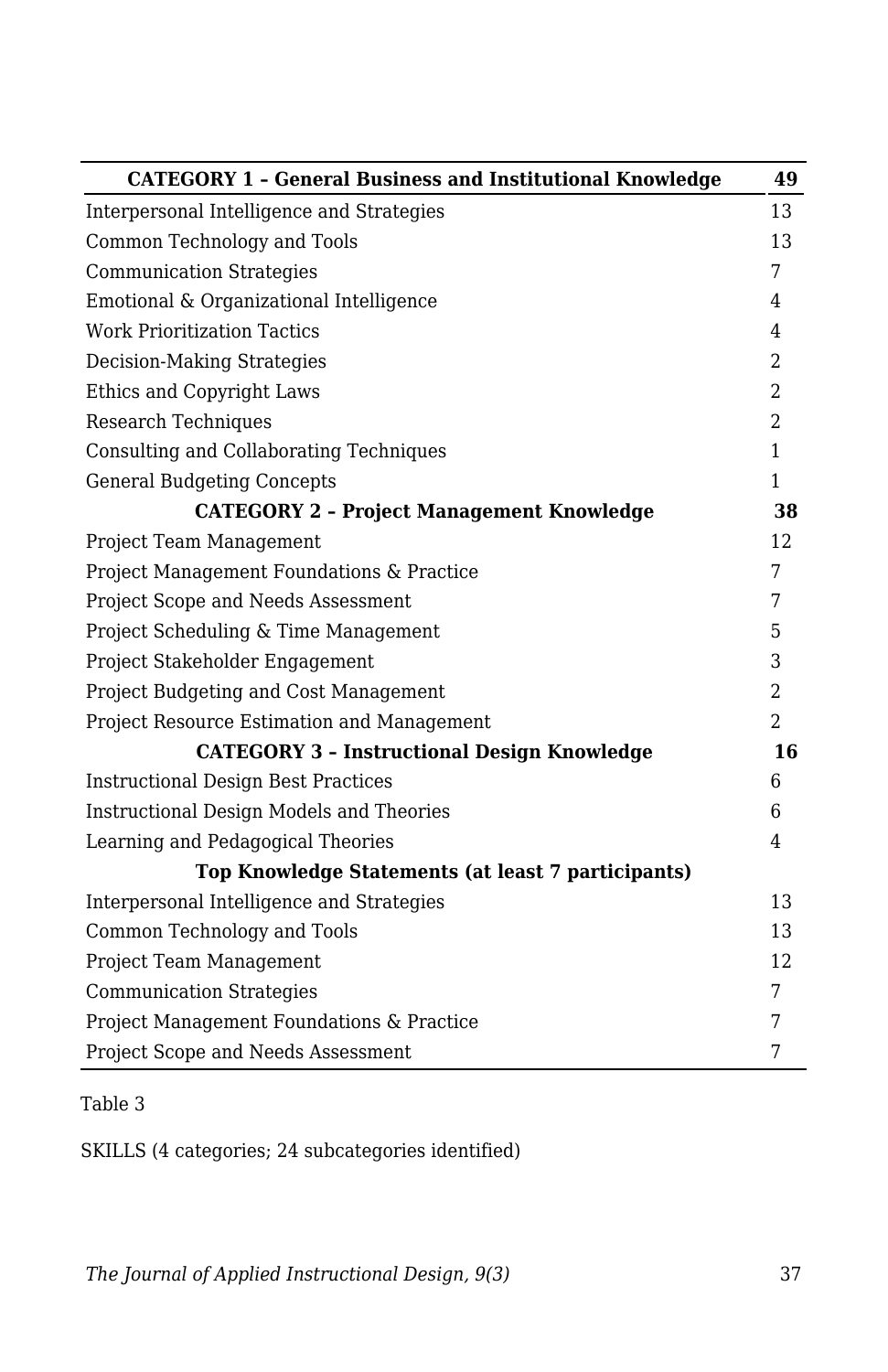| **CATEGORY 1 – General Business and Institutional Knowledge** | **49** |
|---|---|
| Interpersonal Intelligence and Strategies | 13 |
| Common Technology and Tools | 13 |
| Communication Strategies | 7 |
| Emotional & Organizational Intelligence | 4 |
| Work Prioritization Tactics | 4 |
| Decision-Making Strategies | 2 |
| Ethics and Copyright Laws | 2 |
| Research Techniques | 2 |
| Consulting and Collaborating Techniques | 1 |
| General Budgeting Concepts | 1 |
| **CATEGORY 2 – Project Management Knowledge** | **38** |
| Project Team Management | 12 |
| Project Management Foundations & Practice | 7 |
| Project Scope and Needs Assessment | 7 |
| Project Scheduling & Time Management | 5 |
| Project Stakeholder Engagement | 3 |
| Project Budgeting and Cost Management | 2 |
| Project Resource Estimation and Management | 2 |
| **CATEGORY 3 – Instructional Design Knowledge** | **16** |
| Instructional Design Best Practices | 6 |
| Instructional Design Models and Theories | 6 |
| Learning and Pedagogical Theories | 4 |
| **Top Knowledge Statements (at least 7 participants)** | |
| Interpersonal Intelligence and Strategies | 13 |
| Common Technology and Tools | 13 |
| Project Team Management | 12 |
| Communication Strategies | 7 |
| Project Management Foundations & Practice | 7 |
| Project Scope and Needs Assessment | 7 |

Table 3

SKILLS (4 categories; 24 subcategories identified)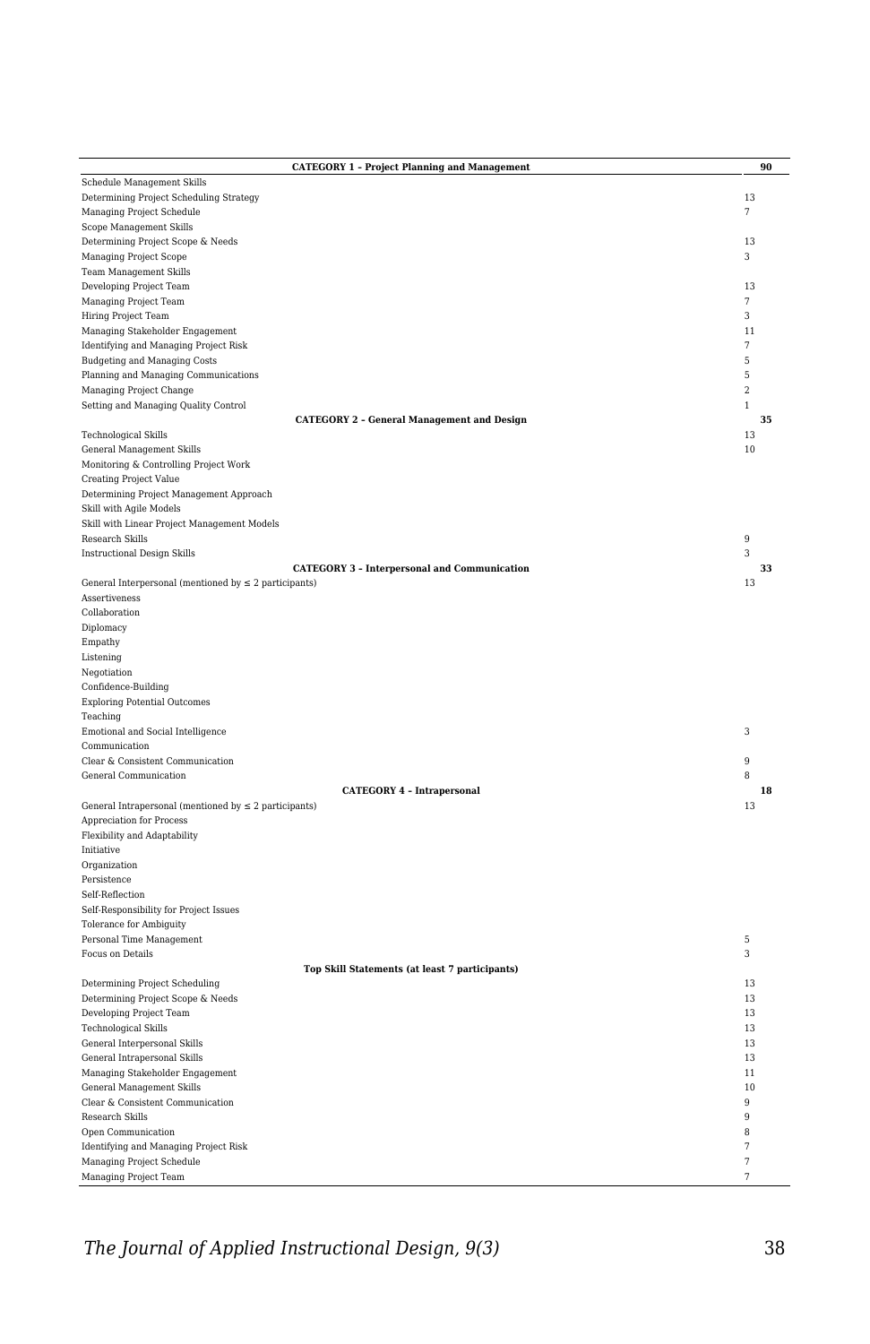| CATEGORY 1 – Project Planning and Management | 90 |
|---|---|
| Schedule Management Skills | |
| Determining Project Scheduling Strategy | 13 |
| Managing Project Schedule | 7 |
| Scope Management Skills | |
| Determining Project Scope & Needs | 13 |
| Managing Project Scope | 3 |
| Team Management Skills | |
| Developing Project Team | 13 |
| Managing Project Team | 7 |
| Hiring Project Team | 3 |
| Managing Stakeholder Engagement | 11 |
| Identifying and Managing Project Risk | 7 |
| Budgeting and Managing Costs | 5 |
| Planning and Managing Communications | 5 |
| Managing Project Change | 2 |
| Setting and Managing Quality Control | 1 |
| **CATEGORY 2 – General Management and Design** | **35** |
| Technological Skills | 13 |
| General Management Skills | 10 |
| Monitoring & Controlling Project Work | |
| Creating Project Value | |
| Determining Project Management Approach | |
| Skill with Agile Models | |
| Skill with Linear Project Management Models | |
| Research Skills | 9 |
| Instructional Design Skills | 3 |
| **CATEGORY 3 – Interpersonal and Communication** | **33** |
| General Interpersonal (mentioned by ≤ 2 participants) | 13 |
| Assertiveness | |
| Collaboration | |
| Diplomacy | |
| Empathy | |
| Listening | |
| Negotiation | |
| Confidence-Building | |
| Exploring Potential Outcomes | |
| Teaching | |
| Emotional and Social Intelligence | 3 |
| Communication | |
| Clear & Consistent Communication | 9 |
| General Communication | 8 |
| **CATEGORY 4 – Intrapersonal** | **18** |
| General Intrapersonal (mentioned by ≤ 2 participants) | 13 |
| Appreciation for Process | |
| Flexibility and Adaptability | |
| Initiative | |
| Organization | |
| Persistence | |
| Self-Reflection | |
| Self-Responsibility for Project Issues | |
| Tolerance for Ambiguity | |
| Personal Time Management | 5 |
| Focus on Details | 3 |
| **Top Skill Statements (at least 7 participants)** | |
| Determining Project Scheduling | 13 |
| Determining Project Scope & Needs | 13 |
| Developing Project Team | 13 |
| Technological Skills | 13 |
| General Interpersonal Skills | 13 |
| General Intrapersonal Skills | 13 |
| Managing Stakeholder Engagement | 11 |
| General Management Skills | 10 |
| Clear & Consistent Communication | 9 |
| Research Skills | 9 |
| Open Communication | 8 |
| Identifying and Managing Project Risk | 7 |
| Managing Project Schedule | 7 |
| Managing Project Team | 7 |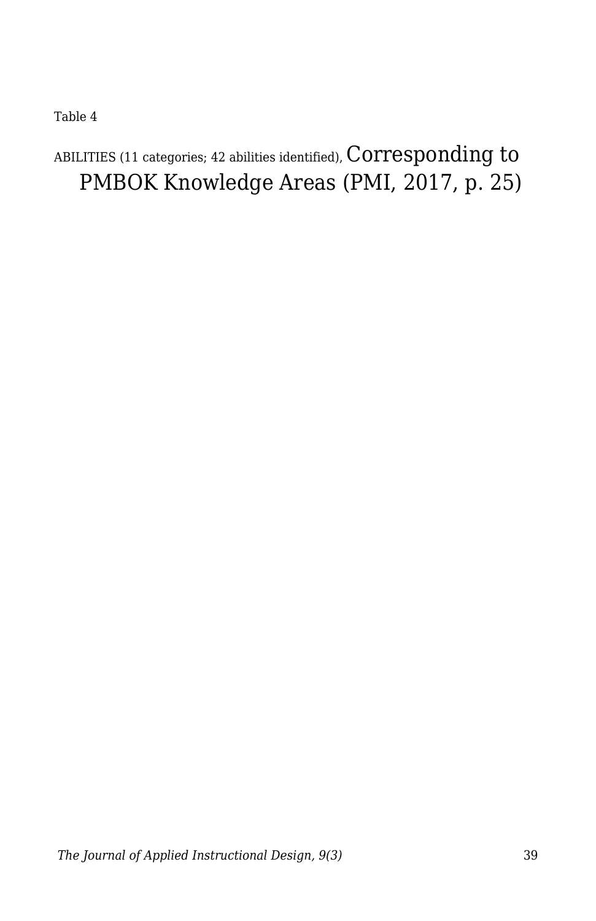Table 4

ABILITIES (11 categories; 42 abilities identified), Corresponding to PMBOK Knowledge Areas (PMI, 2017, p. 25)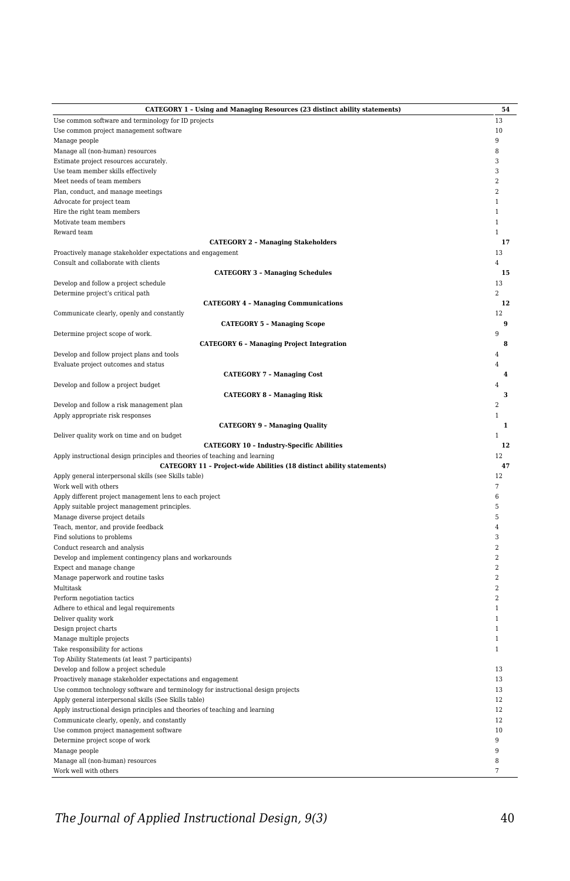| CATEGORY 1 – Using and Managing Resources (23 distinct ability statements) | 54 |
|---|---|
| Use common software and terminology for ID projects | 13 |
| Use common project management software | 10 |
| Manage people | 9 |
| Manage all (non-human) resources | 8 |
| Estimate project resources accurately. | 3 |
| Use team member skills effectively | 3 |
| Meet needs of team members | 2 |
| Plan, conduct, and manage meetings | 2 |
| Advocate for project team | 1 |
| Hire the right team members | 1 |
| Motivate team members | 1 |
| Reward team | 1 |
| **CATEGORY 2 – Managing Stakeholders** | **17** |
| Proactively manage stakeholder expectations and engagement | 13 |
| Consult and collaborate with clients | 4 |
| **CATEGORY 3 – Managing Schedules** | **15** |
| Develop and follow a project schedule | 13 |
| Determine project's critical path | 2 |
| **CATEGORY 4 – Managing Communications** | **12** |
| Communicate clearly, openly and constantly | 12 |
| **CATEGORY 5 – Managing Scope** | **9** |
| Determine project scope of work. | 9 |
| **CATEGORY 6 – Managing Project Integration** | **8** |
| Develop and follow project plans and tools | 4 |
| Evaluate project outcomes and status | 4 |
| **CATEGORY 7 – Managing Cost** | **4** |
| Develop and follow a project budget | 4 |
| **CATEGORY 8 – Managing Risk** | **3** |
| Develop and follow a risk management plan | 2 |
| Apply appropriate risk responses | 1 |
| **CATEGORY 9 – Managing Quality** | **1** |
| Deliver quality work on time and on budget | 1 |
| **CATEGORY 10 – Industry-Specific Abilities** | **12** |
| Apply instructional design principles and theories of teaching and learning | 12 |
| **CATEGORY 11 – Project-wide Abilities (18 distinct ability statements)** | **47** |
| Apply general interpersonal skills (see Skills table) | 12 |
| Work well with others | 7 |
| Apply different project management lens to each project | 6 |
| Apply suitable project management principles. | 5 |
| Manage diverse project details | 5 |
| Teach, mentor, and provide feedback | 4 |
| Find solutions to problems | 3 |
| Conduct research and analysis | 2 |
| Develop and implement contingency plans and workarounds | 2 |
| Expect and manage change | 2 |
| Manage paperwork and routine tasks | 2 |
| Multitask | 2 |
| Perform negotiation tactics | 2 |
| Adhere to ethical and legal requirements | 1 |
| Deliver quality work | 1 |
| Design project charts | 1 |
| Manage multiple projects | 1 |
| Take responsibility for actions | 1 |
| Top Ability Statements (at least 7 participants) | |
| Develop and follow a project schedule | 13 |
| Proactively manage stakeholder expectations and engagement | 13 |
| Use common technology software and terminology for instructional design projects | 13 |
| Apply general interpersonal skills (See Skills table) | 12 |
| Apply instructional design principles and theories of teaching and learning | 12 |
| Communicate clearly, openly, and constantly | 12 |
| Use common project management software | 10 |
| Determine project scope of work | 9 |
| Manage people | 9 |
| Manage all (non-human) resources | 8 |
| Work well with others | 7 |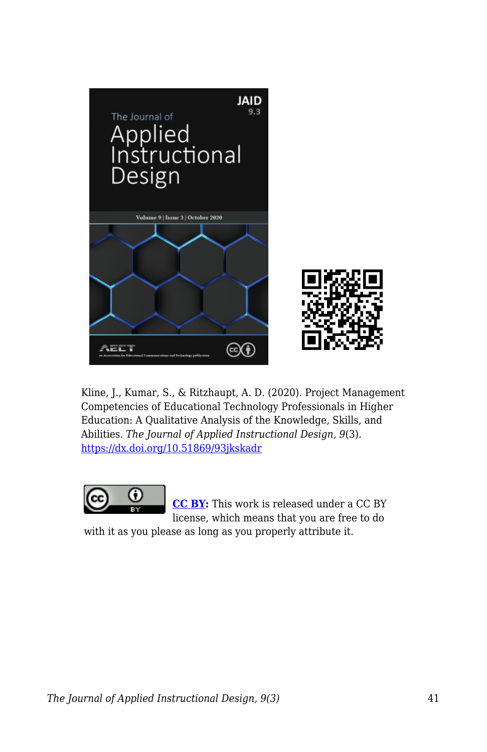Kline, J., Kumar, S., & Ritzhaupt, A. D. (2020). Project Management Competencies of Educational Technology Professionals in Higher Education: A Qualitative Analysis of the Knowledge, Skills, and Abilities. *The Journal of Applied Instructional Design, 9*(3). https://dx.doi.org/10.51869/93jkskadr

**CC BY:** This work is released under a CC BY license, which means that you are free to do with it as you please as long as you properly attribute it.